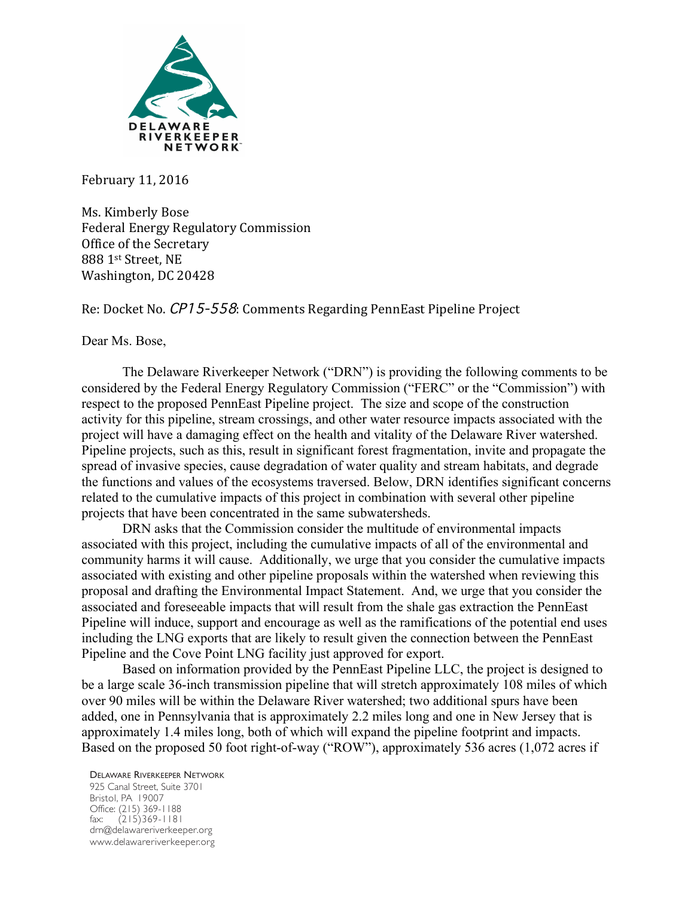DELAWARE RIVERKEEPER NETWORK

February 11, 2016

Ms. Kimberly Bose
Federal Energy Regulatory Commission
Office of the Secretary
888 1st Street, NE
Washington, DC 20428

Re: Docket No. *CP15-558*: Comments Regarding PennEast Pipeline Project

Dear Ms. Bose,

The Delaware Riverkeeper Network ("DRN") is providing the following comments to be considered by the Federal Energy Regulatory Commission ("FERC" or the "Commission") with respect to the proposed PennEast Pipeline project. The size and scope of the construction activity for this pipeline, stream crossings, and other water resource impacts associated with the project will have a damaging effect on the health and vitality of the Delaware River watershed. Pipeline projects, such as this, result in significant forest fragmentation, invite and propagate the spread of invasive species, cause degradation of water quality and stream habitats, and degrade the functions and values of the ecosystems traversed. Below, DRN identifies significant concerns related to the cumulative impacts of this project in combination with several other pipeline projects that have been concentrated in the same subwatersheds.

DRN asks that the Commission consider the multitude of environmental impacts associated with this project, including the cumulative impacts of all of the environmental and community harms it will cause. Additionally, we urge that you consider the cumulative impacts associated with existing and other pipeline proposals within the watershed when reviewing this proposal and drafting the Environmental Impact Statement. And, we urge that you consider the associated and foreseeable impacts that will result from the shale gas extraction the PennEast Pipeline will induce, support and encourage as well as the ramifications of the potential end uses including the LNG exports that are likely to result given the connection between the PennEast Pipeline and the Cove Point LNG facility just approved for export.

Based on information provided by the PennEast Pipeline LLC, the project is designed to be a large scale 36-inch transmission pipeline that will stretch approximately 108 miles of which over 90 miles will be within the Delaware River watershed; two additional spurs have been added, one in Pennsylvania that is approximately 2.2 miles long and one in New Jersey that is approximately 1.4 miles long, both of which will expand the pipeline footprint and impacts. Based on the proposed 50 foot right-of-way ("ROW"), approximately 536 acres (1,072 acres if

DELAWARE RIVERKEEPER NETWORK
925 Canal Street, Suite 3701
Bristol, PA 19007
Office: (215) 369-1188
fax: (215)369-1181
drn@delawareriverkeeper.org
www.delawareriverkeeper.org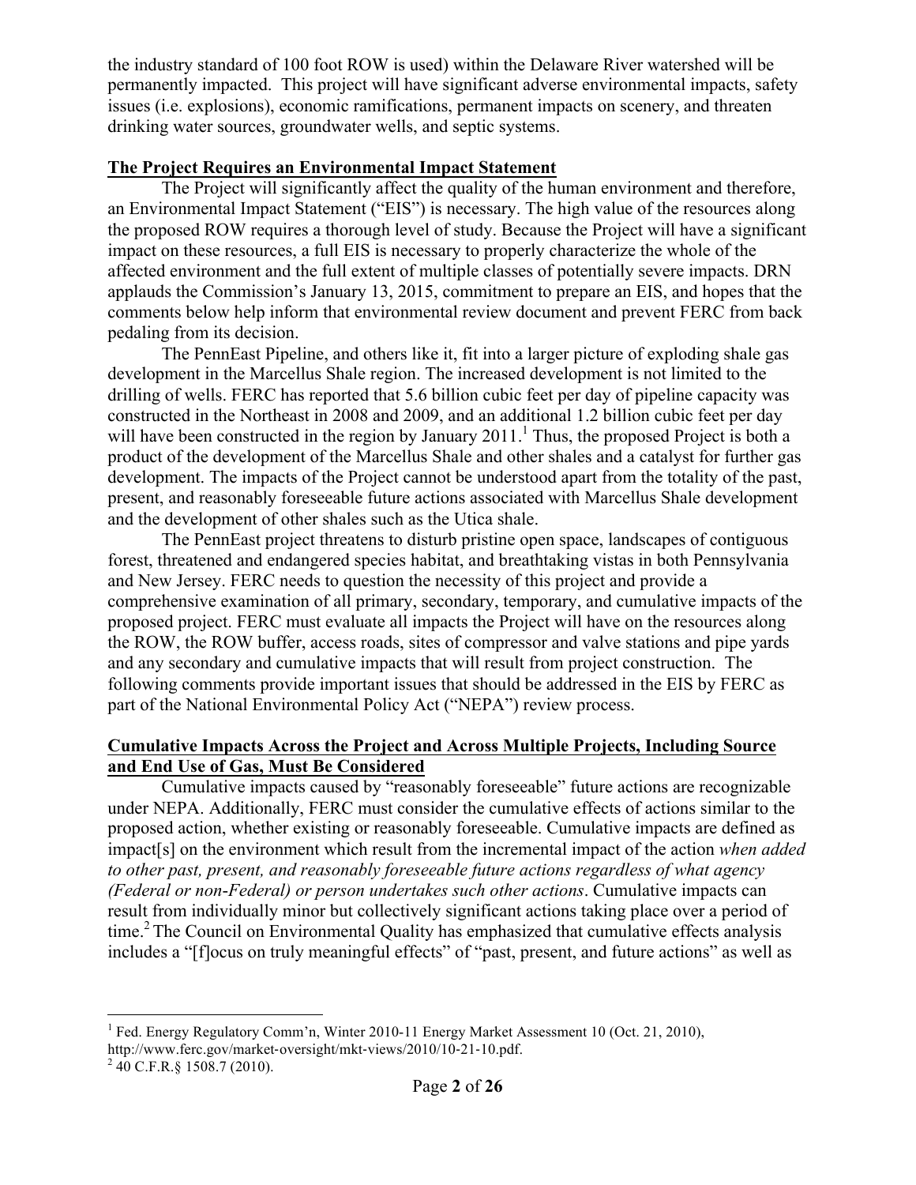the industry standard of 100 foot ROW is used) within the Delaware River watershed will be permanently impacted. This project will have significant adverse environmental impacts, safety issues (i.e. explosions), economic ramifications, permanent impacts on scenery, and threaten drinking water sources, groundwater wells, and septic systems.

## The Project Requires an Environmental Impact Statement

The Project will significantly affect the quality of the human environment and therefore, an Environmental Impact Statement ("EIS") is necessary. The high value of the resources along the proposed ROW requires a thorough level of study. Because the Project will have a significant impact on these resources, a full EIS is necessary to properly characterize the whole of the affected environment and the full extent of multiple classes of potentially severe impacts. DRN applauds the Commission's January 13, 2015, commitment to prepare an EIS, and hopes that the comments below help inform that environmental review document and prevent FERC from back pedaling from its decision.

The PennEast Pipeline, and others like it, fit into a larger picture of exploding shale gas development in the Marcellus Shale region. The increased development is not limited to the drilling of wells. FERC has reported that 5.6 billion cubic feet per day of pipeline capacity was constructed in the Northeast in 2008 and 2009, and an additional 1.2 billion cubic feet per day will have been constructed in the region by January 2011.[1] Thus, the proposed Project is both a product of the development of the Marcellus Shale and other shales and a catalyst for further gas development. The impacts of the Project cannot be understood apart from the totality of the past, present, and reasonably foreseeable future actions associated with Marcellus Shale development and the development of other shales such as the Utica shale.

The PennEast project threatens to disturb pristine open space, landscapes of contiguous forest, threatened and endangered species habitat, and breathtaking vistas in both Pennsylvania and New Jersey. FERC needs to question the necessity of this project and provide a comprehensive examination of all primary, secondary, temporary, and cumulative impacts of the proposed project. FERC must evaluate all impacts the Project will have on the resources along the ROW, the ROW buffer, access roads, sites of compressor and valve stations and pipe yards and any secondary and cumulative impacts that will result from project construction. The following comments provide important issues that should be addressed in the EIS by FERC as part of the National Environmental Policy Act ("NEPA") review process.

## Cumulative Impacts Across the Project and Across Multiple Projects, Including Source and End Use of Gas, Must Be Considered

Cumulative impacts caused by "reasonably foreseeable" future actions are recognizable under NEPA. Additionally, FERC must consider the cumulative effects of actions similar to the proposed action, whether existing or reasonably foreseeable. Cumulative impacts are defined as impact[s] on the environment which result from the incremental impact of the action *when added to other past, present, and reasonably foreseeable future actions regardless of what agency (Federal or non-Federal) or person undertakes such other actions*. Cumulative impacts can result from individually minor but collectively significant actions taking place over a period of time.[2] The Council on Environmental Quality has emphasized that cumulative effects analysis includes a "[f]ocus on truly meaningful effects" of "past, present, and future actions" as well as

---

[1] Fed. Energy Regulatory Comm'n, Winter 2010-11 Energy Market Assessment 10 (Oct. 21, 2010), http://www.ferc.gov/market-oversight/mkt-views/2010/10-21-10.pdf.

[2] 40 C.F.R.§ 1508.7 (2010).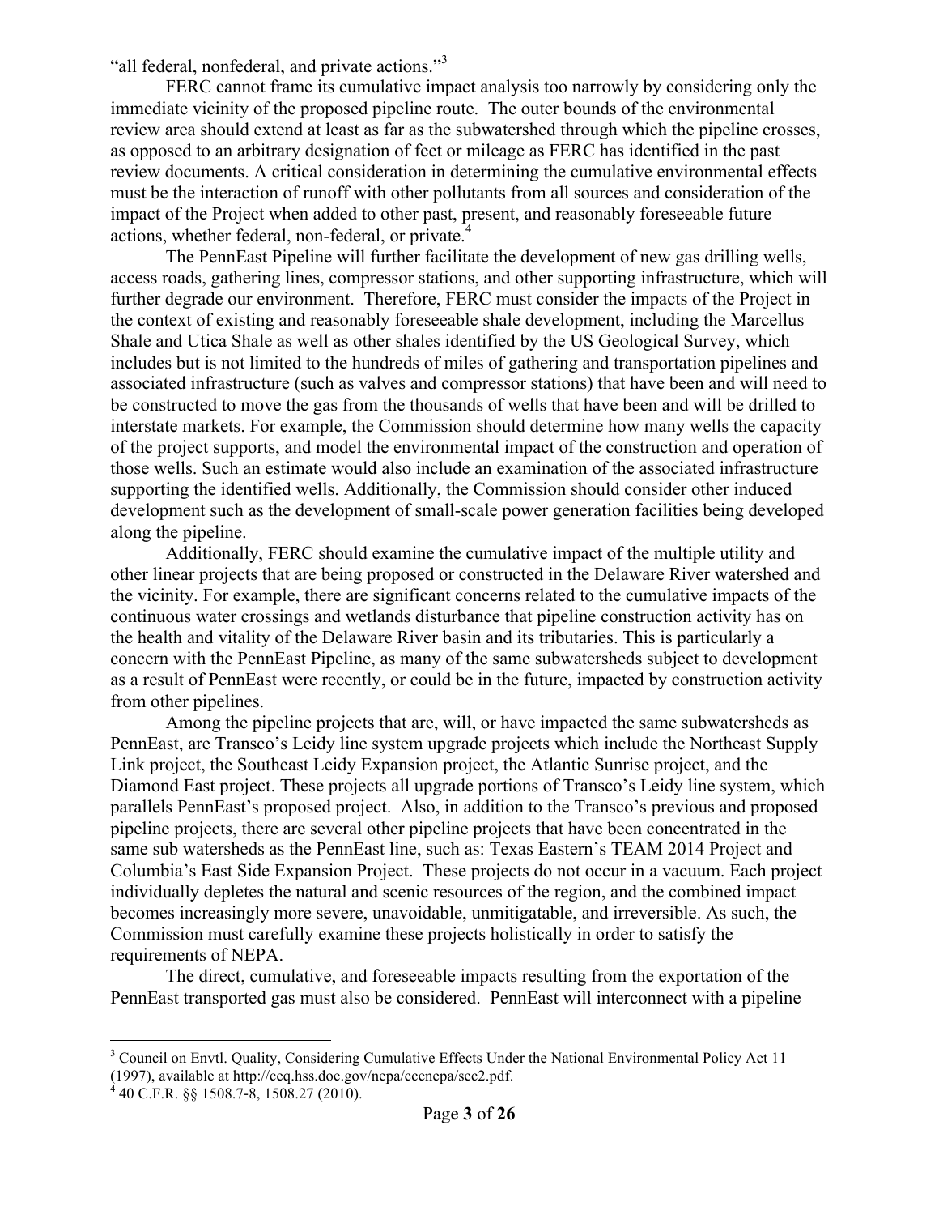"all federal, nonfederal, and private actions."[3]

FERC cannot frame its cumulative impact analysis too narrowly by considering only the immediate vicinity of the proposed pipeline route. The outer bounds of the environmental review area should extend at least as far as the subwatershed through which the pipeline crosses, as opposed to an arbitrary designation of feet or mileage as FERC has identified in the past review documents. A critical consideration in determining the cumulative environmental effects must be the interaction of runoff with other pollutants from all sources and consideration of the impact of the Project when added to other past, present, and reasonably foreseeable future actions, whether federal, non-federal, or private.[4]

The PennEast Pipeline will further facilitate the development of new gas drilling wells, access roads, gathering lines, compressor stations, and other supporting infrastructure, which will further degrade our environment. Therefore, FERC must consider the impacts of the Project in the context of existing and reasonably foreseeable shale development, including the Marcellus Shale and Utica Shale as well as other shales identified by the US Geological Survey, which includes but is not limited to the hundreds of miles of gathering and transportation pipelines and associated infrastructure (such as valves and compressor stations) that have been and will need to be constructed to move the gas from the thousands of wells that have been and will be drilled to interstate markets. For example, the Commission should determine how many wells the capacity of the project supports, and model the environmental impact of the construction and operation of those wells. Such an estimate would also include an examination of the associated infrastructure supporting the identified wells. Additionally, the Commission should consider other induced development such as the development of small-scale power generation facilities being developed along the pipeline.

Additionally, FERC should examine the cumulative impact of the multiple utility and other linear projects that are being proposed or constructed in the Delaware River watershed and the vicinity. For example, there are significant concerns related to the cumulative impacts of the continuous water crossings and wetlands disturbance that pipeline construction activity has on the health and vitality of the Delaware River basin and its tributaries. This is particularly a concern with the PennEast Pipeline, as many of the same subwatersheds subject to development as a result of PennEast were recently, or could be in the future, impacted by construction activity from other pipelines.

Among the pipeline projects that are, will, or have impacted the same subwatersheds as PennEast, are Transco's Leidy line system upgrade projects which include the Northeast Supply Link project, the Southeast Leidy Expansion project, the Atlantic Sunrise project, and the Diamond East project. These projects all upgrade portions of Transco's Leidy line system, which parallels PennEast's proposed project. Also, in addition to the Transco's previous and proposed pipeline projects, there are several other pipeline projects that have been concentrated in the same sub watersheds as the PennEast line, such as: Texas Eastern's TEAM 2014 Project and Columbia's East Side Expansion Project. These projects do not occur in a vacuum. Each project individually depletes the natural and scenic resources of the region, and the combined impact becomes increasingly more severe, unavoidable, unmitigatable, and irreversible. As such, the Commission must carefully examine these projects holistically in order to satisfy the requirements of NEPA.

The direct, cumulative, and foreseeable impacts resulting from the exportation of the PennEast transported gas must also be considered. PennEast will interconnect with a pipeline

---

[3] Council on Envtl. Quality, Considering Cumulative Effects Under the National Environmental Policy Act 11 (1997), available at http://ceq.hss.doe.gov/nepa/ccenepa/sec2.pdf.

[4] 40 C.F.R. §§ 1508.7-8, 1508.27 (2010).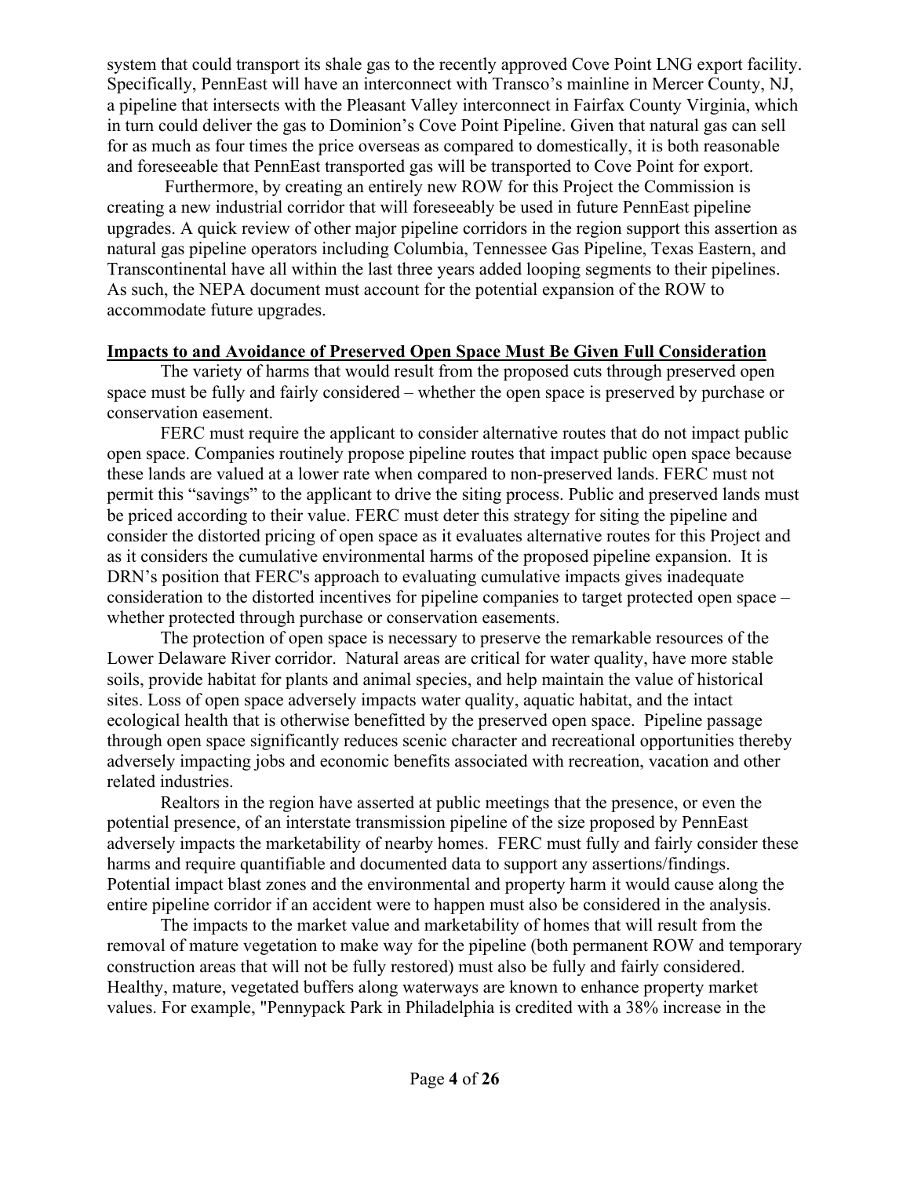system that could transport its shale gas to the recently approved Cove Point LNG export facility. Specifically, PennEast will have an interconnect with Transco's mainline in Mercer County, NJ, a pipeline that intersects with the Pleasant Valley interconnect in Fairfax County Virginia, which in turn could deliver the gas to Dominion's Cove Point Pipeline. Given that natural gas can sell for as much as four times the price overseas as compared to domestically, it is both reasonable and foreseeable that PennEast transported gas will be transported to Cove Point for export.

Furthermore, by creating an entirely new ROW for this Project the Commission is creating a new industrial corridor that will foreseeably be used in future PennEast pipeline upgrades. A quick review of other major pipeline corridors in the region support this assertion as natural gas pipeline operators including Columbia, Tennessee Gas Pipeline, Texas Eastern, and Transcontinental have all within the last three years added looping segments to their pipelines. As such, the NEPA document must account for the potential expansion of the ROW to accommodate future upgrades.

**Impacts to and Avoidance of Preserved Open Space Must Be Given Full Consideration**

The variety of harms that would result from the proposed cuts through preserved open space must be fully and fairly considered – whether the open space is preserved by purchase or conservation easement.

FERC must require the applicant to consider alternative routes that do not impact public open space. Companies routinely propose pipeline routes that impact public open space because these lands are valued at a lower rate when compared to non-preserved lands. FERC must not permit this "savings" to the applicant to drive the siting process. Public and preserved lands must be priced according to their value. FERC must deter this strategy for siting the pipeline and consider the distorted pricing of open space as it evaluates alternative routes for this Project and as it considers the cumulative environmental harms of the proposed pipeline expansion. It is DRN's position that FERC's approach to evaluating cumulative impacts gives inadequate consideration to the distorted incentives for pipeline companies to target protected open space – whether protected through purchase or conservation easements.

The protection of open space is necessary to preserve the remarkable resources of the Lower Delaware River corridor. Natural areas are critical for water quality, have more stable soils, provide habitat for plants and animal species, and help maintain the value of historical sites. Loss of open space adversely impacts water quality, aquatic habitat, and the intact ecological health that is otherwise benefitted by the preserved open space. Pipeline passage through open space significantly reduces scenic character and recreational opportunities thereby adversely impacting jobs and economic benefits associated with recreation, vacation and other related industries.

Realtors in the region have asserted at public meetings that the presence, or even the potential presence, of an interstate transmission pipeline of the size proposed by PennEast adversely impacts the marketability of nearby homes. FERC must fully and fairly consider these harms and require quantifiable and documented data to support any assertions/findings. Potential impact blast zones and the environmental and property harm it would cause along the entire pipeline corridor if an accident were to happen must also be considered in the analysis.

The impacts to the market value and marketability of homes that will result from the removal of mature vegetation to make way for the pipeline (both permanent ROW and temporary construction areas that will not be fully restored) must also be fully and fairly considered. Healthy, mature, vegetated buffers along waterways are known to enhance property market values. For example, "Pennypack Park in Philadelphia is credited with a 38% increase in the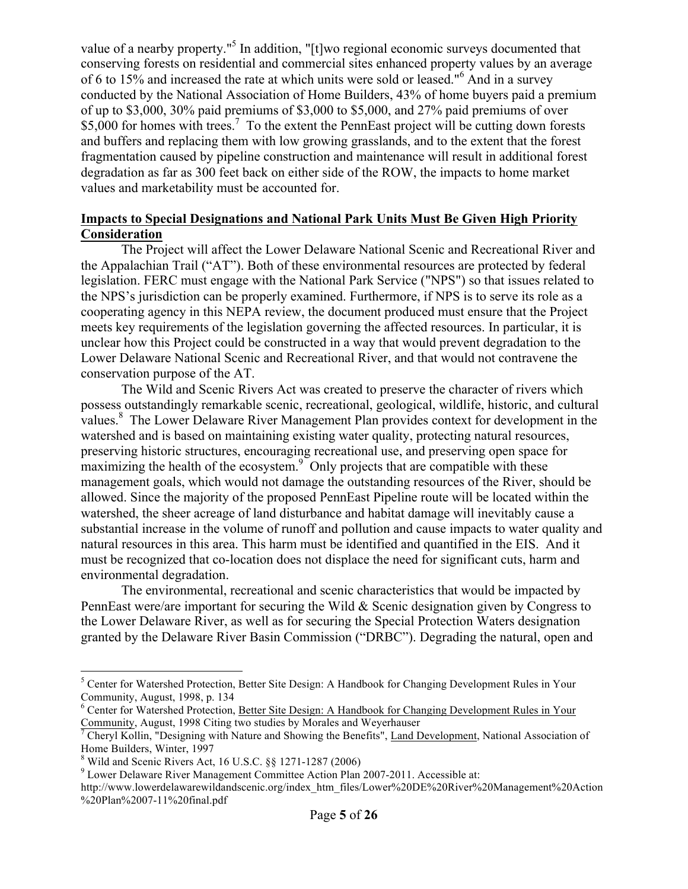value of a nearby property."[5] In addition, "[t]wo regional economic surveys documented that conserving forests on residential and commercial sites enhanced property values by an average of 6 to 15% and increased the rate at which units were sold or leased."[6] And in a survey conducted by the National Association of Home Builders, 43% of home buyers paid a premium of up to $3,000, 30% paid premiums of $3,000 to $5,000, and 27% paid premiums of over $5,000 for homes with trees.[7] To the extent the PennEast project will be cutting down forests and buffers and replacing them with low growing grasslands, and to the extent that the forest fragmentation caused by pipeline construction and maintenance will result in additional forest degradation as far as 300 feet back on either side of the ROW, the impacts to home market values and marketability must be accounted for.

**Impacts to Special Designations and National Park Units Must Be Given High Priority Consideration**

The Project will affect the Lower Delaware National Scenic and Recreational River and the Appalachian Trail ("AT"). Both of these environmental resources are protected by federal legislation. FERC must engage with the National Park Service ("NPS") so that issues related to the NPS's jurisdiction can be properly examined. Furthermore, if NPS is to serve its role as a cooperating agency in this NEPA review, the document produced must ensure that the Project meets key requirements of the legislation governing the affected resources. In particular, it is unclear how this Project could be constructed in a way that would prevent degradation to the Lower Delaware National Scenic and Recreational River, and that would not contravene the conservation purpose of the AT.

The Wild and Scenic Rivers Act was created to preserve the character of rivers which possess outstandingly remarkable scenic, recreational, geological, wildlife, historic, and cultural values.[8] The Lower Delaware River Management Plan provides context for development in the watershed and is based on maintaining existing water quality, protecting natural resources, preserving historic structures, encouraging recreational use, and preserving open space for maximizing the health of the ecosystem.[9] Only projects that are compatible with these management goals, which would not damage the outstanding resources of the River, should be allowed. Since the majority of the proposed PennEast Pipeline route will be located within the watershed, the sheer acreage of land disturbance and habitat damage will inevitably cause a substantial increase in the volume of runoff and pollution and cause impacts to water quality and natural resources in this area. This harm must be identified and quantified in the EIS. And it must be recognized that co-location does not displace the need for significant cuts, harm and environmental degradation.

The environmental, recreational and scenic characteristics that would be impacted by PennEast were/are important for securing the Wild & Scenic designation given by Congress to the Lower Delaware River, as well as for securing the Special Protection Waters designation granted by the Delaware River Basin Commission ("DRBC"). Degrading the natural, open and

---

[5] Center for Watershed Protection, Better Site Design: A Handbook for Changing Development Rules in Your Community, August, 1998, p. 134

[6] Center for Watershed Protection, Better Site Design: A Handbook for Changing Development Rules in Your Community, August, 1998 Citing two studies by Morales and Weyerhauser

[7] Cheryl Kollin, "Designing with Nature and Showing the Benefits", Land Development, National Association of Home Builders, Winter, 1997

[8] Wild and Scenic Rivers Act, 16 U.S.C. §§ 1271-1287 (2006)

[9] Lower Delaware River Management Committee Action Plan 2007-2011. Accessible at: http://www.lowerdelawarewildandscenic.org/index_htm_files/Lower%20DE%20River%20Management%20Action%20Plan%2007-11%20final.pdf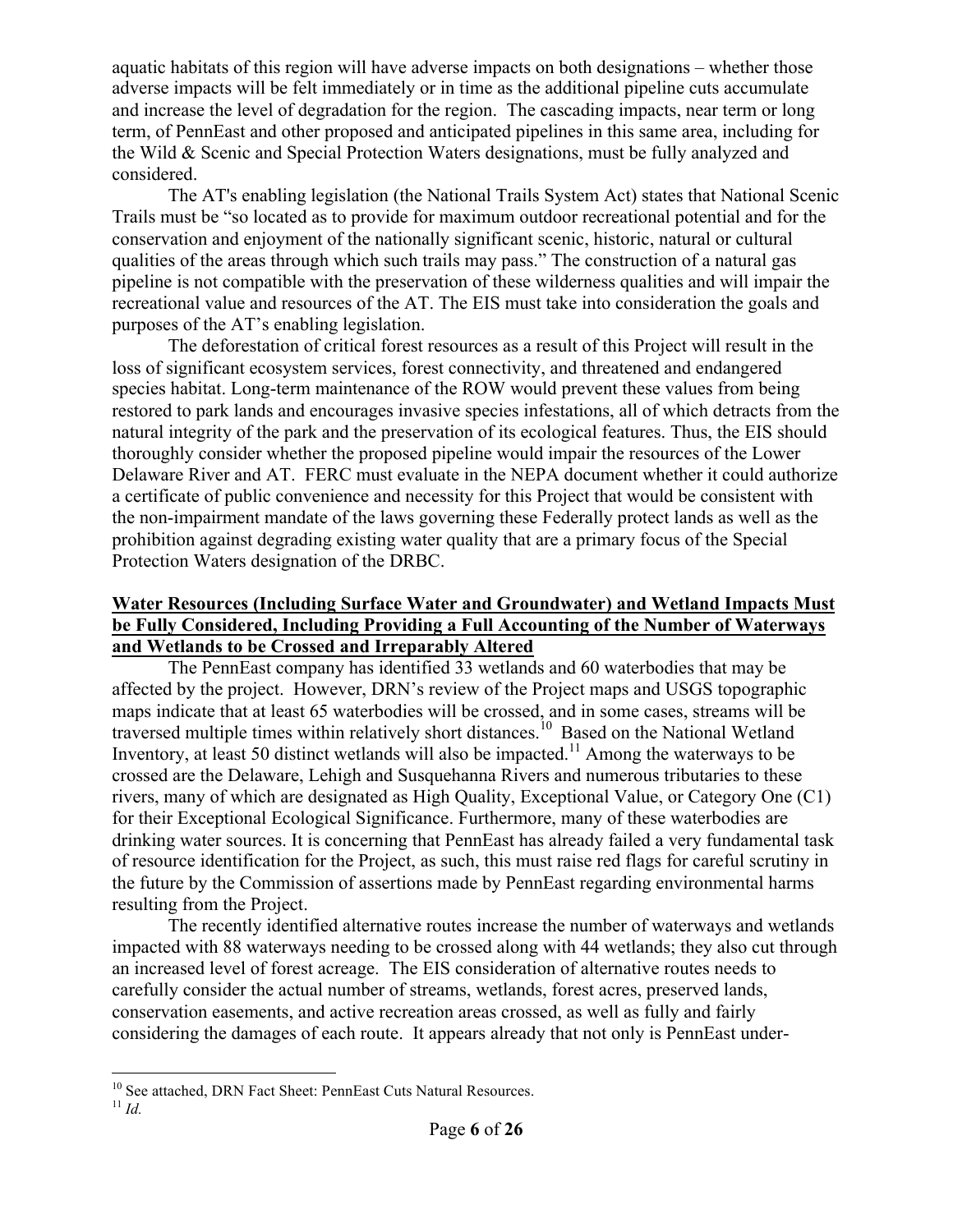aquatic habitats of this region will have adverse impacts on both designations – whether those adverse impacts will be felt immediately or in time as the additional pipeline cuts accumulate and increase the level of degradation for the region. The cascading impacts, near term or long term, of PennEast and other proposed and anticipated pipelines in this same area, including for the Wild & Scenic and Special Protection Waters designations, must be fully analyzed and considered.

The AT's enabling legislation (the National Trails System Act) states that National Scenic Trails must be "so located as to provide for maximum outdoor recreational potential and for the conservation and enjoyment of the nationally significant scenic, historic, natural or cultural qualities of the areas through which such trails may pass." The construction of a natural gas pipeline is not compatible with the preservation of these wilderness qualities and will impair the recreational value and resources of the AT. The EIS must take into consideration the goals and purposes of the AT's enabling legislation.

The deforestation of critical forest resources as a result of this Project will result in the loss of significant ecosystem services, forest connectivity, and threatened and endangered species habitat. Long-term maintenance of the ROW would prevent these values from being restored to park lands and encourages invasive species infestations, all of which detracts from the natural integrity of the park and the preservation of its ecological features. Thus, the EIS should thoroughly consider whether the proposed pipeline would impair the resources of the Lower Delaware River and AT. FERC must evaluate in the NEPA document whether it could authorize a certificate of public convenience and necessity for this Project that would be consistent with the non-impairment mandate of the laws governing these Federally protect lands as well as the prohibition against degrading existing water quality that are a primary focus of the Special Protection Waters designation of the DRBC.

**Water Resources (Including Surface Water and Groundwater) and Wetland Impacts Must be Fully Considered, Including Providing a Full Accounting of the Number of Waterways and Wetlands to be Crossed and Irreparably Altered**

The PennEast company has identified 33 wetlands and 60 waterbodies that may be affected by the project. However, DRN's review of the Project maps and USGS topographic maps indicate that at least 65 waterbodies will be crossed, and in some cases, streams will be traversed multiple times within relatively short distances.[10] Based on the National Wetland Inventory, at least 50 distinct wetlands will also be impacted.[11] Among the waterways to be crossed are the Delaware, Lehigh and Susquehanna Rivers and numerous tributaries to these rivers, many of which are designated as High Quality, Exceptional Value, or Category One (C1) for their Exceptional Ecological Significance. Furthermore, many of these waterbodies are drinking water sources. It is concerning that PennEast has already failed a very fundamental task of resource identification for the Project, as such, this must raise red flags for careful scrutiny in the future by the Commission of assertions made by PennEast regarding environmental harms resulting from the Project.

The recently identified alternative routes increase the number of waterways and wetlands impacted with 88 waterways needing to be crossed along with 44 wetlands; they also cut through an increased level of forest acreage. The EIS consideration of alternative routes needs to carefully consider the actual number of streams, wetlands, forest acres, preserved lands, conservation easements, and active recreation areas crossed, as well as fully and fairly considering the damages of each route. It appears already that not only is PennEast under-

---

[10] See attached, DRN Fact Sheet: PennEast Cuts Natural Resources.

[11] *Id.*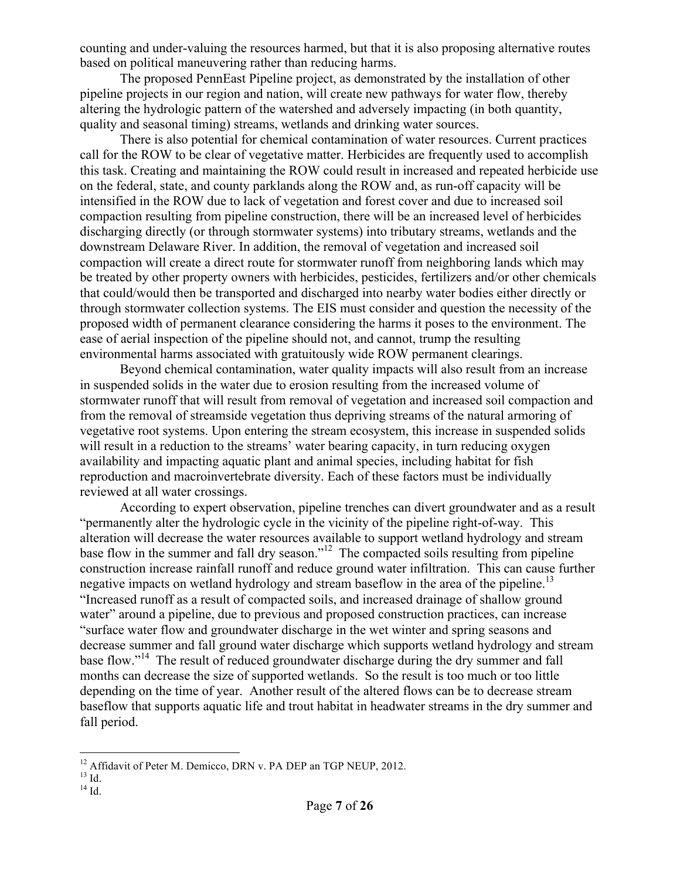counting and under-valuing the resources harmed, but that it is also proposing alternative routes based on political maneuvering rather than reducing harms.

The proposed PennEast Pipeline project, as demonstrated by the installation of other pipeline projects in our region and nation, will create new pathways for water flow, thereby altering the hydrologic pattern of the watershed and adversely impacting (in both quantity, quality and seasonal timing) streams, wetlands and drinking water sources.

There is also potential for chemical contamination of water resources. Current practices call for the ROW to be clear of vegetative matter. Herbicides are frequently used to accomplish this task. Creating and maintaining the ROW could result in increased and repeated herbicide use on the federal, state, and county parklands along the ROW and, as run-off capacity will be intensified in the ROW due to lack of vegetation and forest cover and due to increased soil compaction resulting from pipeline construction, there will be an increased level of herbicides discharging directly (or through stormwater systems) into tributary streams, wetlands and the downstream Delaware River. In addition, the removal of vegetation and increased soil compaction will create a direct route for stormwater runoff from neighboring lands which may be treated by other property owners with herbicides, pesticides, fertilizers and/or other chemicals that could/would then be transported and discharged into nearby water bodies either directly or through stormwater collection systems. The EIS must consider and question the necessity of the proposed width of permanent clearance considering the harms it poses to the environment. The ease of aerial inspection of the pipeline should not, and cannot, trump the resulting environmental harms associated with gratuitously wide ROW permanent clearings.

Beyond chemical contamination, water quality impacts will also result from an increase in suspended solids in the water due to erosion resulting from the increased volume of stormwater runoff that will result from removal of vegetation and increased soil compaction and from the removal of streamside vegetation thus depriving streams of the natural armoring of vegetative root systems. Upon entering the stream ecosystem, this increase in suspended solids will result in a reduction to the streams' water bearing capacity, in turn reducing oxygen availability and impacting aquatic plant and animal species, including habitat for fish reproduction and macroinvertebrate diversity. Each of these factors must be individually reviewed at all water crossings.

According to expert observation, pipeline trenches can divert groundwater and as a result "permanently alter the hydrologic cycle in the vicinity of the pipeline right-of-way. This alteration will decrease the water resources available to support wetland hydrology and stream base flow in the summer and fall dry season."[12] The compacted soils resulting from pipeline construction increase rainfall runoff and reduce ground water infiltration. This can cause further negative impacts on wetland hydrology and stream baseflow in the area of the pipeline.[13] "Increased runoff as a result of compacted soils, and increased drainage of shallow ground water" around a pipeline, due to previous and proposed construction practices, can increase "surface water flow and groundwater discharge in the wet winter and spring seasons and decrease summer and fall ground water discharge which supports wetland hydrology and stream base flow."[14] The result of reduced groundwater discharge during the dry summer and fall months can decrease the size of supported wetlands. So the result is too much or too little depending on the time of year. Another result of the altered flows can be to decrease stream baseflow that supports aquatic life and trout habitat in headwater streams in the dry summer and fall period.

---

[12] Affidavit of Peter M. Demicco, DRN v. PA DEP an TGP NEUP, 2012.

[13] Id.

[14] Id.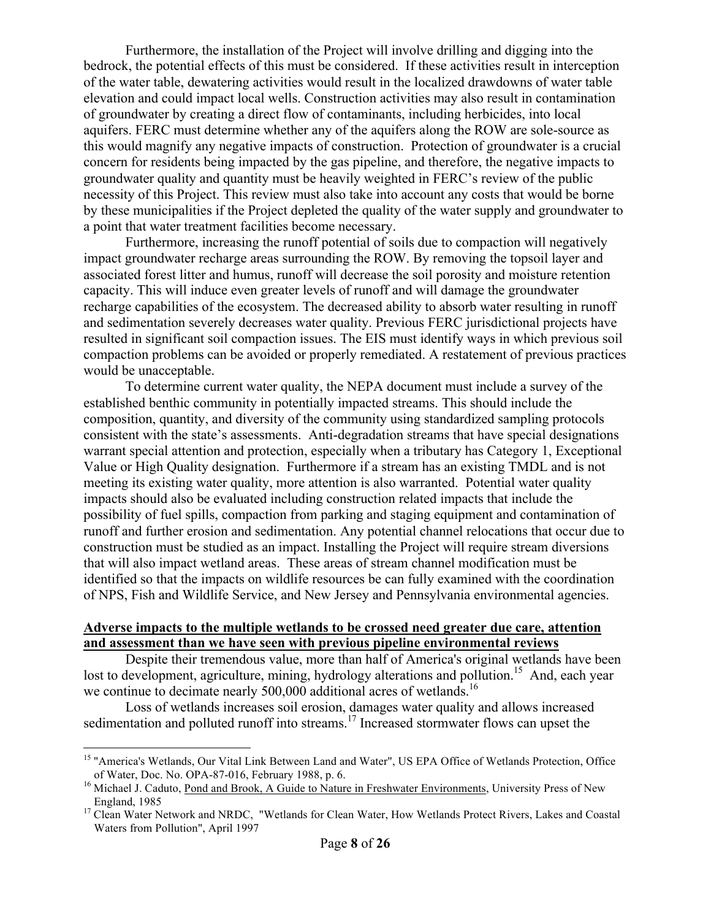Furthermore, the installation of the Project will involve drilling and digging into the bedrock, the potential effects of this must be considered. If these activities result in interception of the water table, dewatering activities would result in the localized drawdowns of water table elevation and could impact local wells. Construction activities may also result in contamination of groundwater by creating a direct flow of contaminants, including herbicides, into local aquifers. FERC must determine whether any of the aquifers along the ROW are sole-source as this would magnify any negative impacts of construction. Protection of groundwater is a crucial concern for residents being impacted by the gas pipeline, and therefore, the negative impacts to groundwater quality and quantity must be heavily weighted in FERC's review of the public necessity of this Project. This review must also take into account any costs that would be borne by these municipalities if the Project depleted the quality of the water supply and groundwater to a point that water treatment facilities become necessary.

Furthermore, increasing the runoff potential of soils due to compaction will negatively impact groundwater recharge areas surrounding the ROW. By removing the topsoil layer and associated forest litter and humus, runoff will decrease the soil porosity and moisture retention capacity. This will induce even greater levels of runoff and will damage the groundwater recharge capabilities of the ecosystem. The decreased ability to absorb water resulting in runoff and sedimentation severely decreases water quality. Previous FERC jurisdictional projects have resulted in significant soil compaction issues. The EIS must identify ways in which previous soil compaction problems can be avoided or properly remediated. A restatement of previous practices would be unacceptable.

To determine current water quality, the NEPA document must include a survey of the established benthic community in potentially impacted streams. This should include the composition, quantity, and diversity of the community using standardized sampling protocols consistent with the state's assessments. Anti-degradation streams that have special designations warrant special attention and protection, especially when a tributary has Category 1, Exceptional Value or High Quality designation. Furthermore if a stream has an existing TMDL and is not meeting its existing water quality, more attention is also warranted. Potential water quality impacts should also be evaluated including construction related impacts that include the possibility of fuel spills, compaction from parking and staging equipment and contamination of runoff and further erosion and sedimentation. Any potential channel relocations that occur due to construction must be studied as an impact. Installing the Project will require stream diversions that will also impact wetland areas. These areas of stream channel modification must be identified so that the impacts on wildlife resources be can fully examined with the coordination of NPS, Fish and Wildlife Service, and New Jersey and Pennsylvania environmental agencies.

**Adverse impacts to the multiple wetlands to be crossed need greater due care, attention and assessment than we have seen with previous pipeline environmental reviews**

Despite their tremendous value, more than half of America's original wetlands have been lost to development, agriculture, mining, hydrology alterations and pollution.[15] And, each year we continue to decimate nearly 500,000 additional acres of wetlands.[16]

Loss of wetlands increases soil erosion, damages water quality and allows increased sedimentation and polluted runoff into streams.[17] Increased stormwater flows can upset the

---

[15] "America's Wetlands, Our Vital Link Between Land and Water", US EPA Office of Wetlands Protection, Office of Water, Doc. No. OPA-87-016, February 1988, p. 6.

[16] Michael J. Caduto, Pond and Brook, A Guide to Nature in Freshwater Environments, University Press of New England, 1985

[17] Clean Water Network and NRDC, "Wetlands for Clean Water, How Wetlands Protect Rivers, Lakes and Coastal Waters from Pollution", April 1997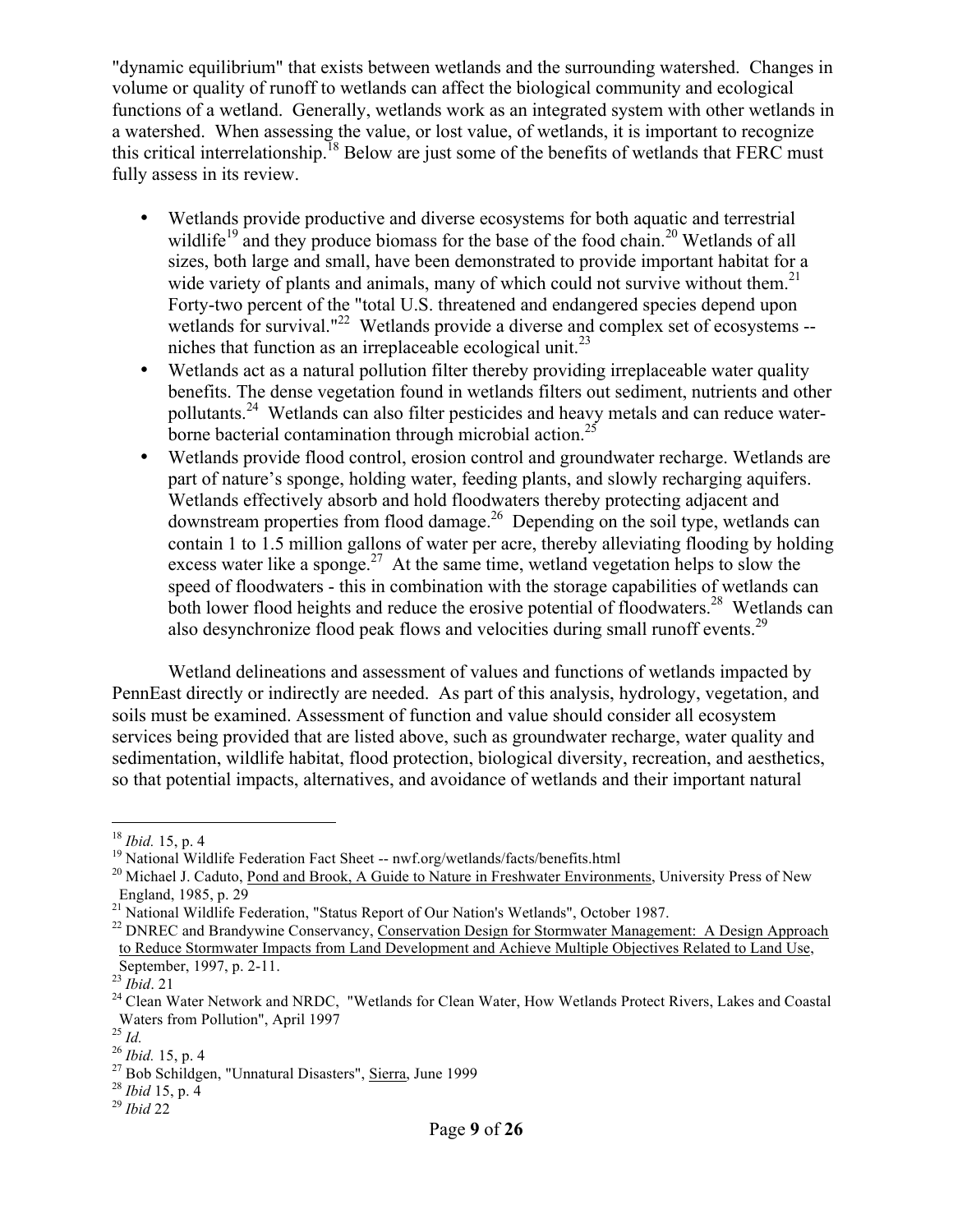"dynamic equilibrium" that exists between wetlands and the surrounding watershed. Changes in volume or quality of runoff to wetlands can affect the biological community and ecological functions of a wetland. Generally, wetlands work as an integrated system with other wetlands in a watershed. When assessing the value, or lost value, of wetlands, it is important to recognize this critical interrelationship.[18] Below are just some of the benefits of wetlands that FERC must fully assess in its review.

- Wetlands provide productive and diverse ecosystems for both aquatic and terrestrial wildlife[19] and they produce biomass for the base of the food chain.[20] Wetlands of all sizes, both large and small, have been demonstrated to provide important habitat for a wide variety of plants and animals, many of which could not survive without them.[21] Forty-two percent of the "total U.S. threatened and endangered species depend upon wetlands for survival."[22] Wetlands provide a diverse and complex set of ecosystems -- niches that function as an irreplaceable ecological unit.[23]
- Wetlands act as a natural pollution filter thereby providing irreplaceable water quality benefits. The dense vegetation found in wetlands filters out sediment, nutrients and other pollutants.[24] Wetlands can also filter pesticides and heavy metals and can reduce water-borne bacterial contamination through microbial action.[25]
- Wetlands provide flood control, erosion control and groundwater recharge. Wetlands are part of nature's sponge, holding water, feeding plants, and slowly recharging aquifers. Wetlands effectively absorb and hold floodwaters thereby protecting adjacent and downstream properties from flood damage.[26] Depending on the soil type, wetlands can contain 1 to 1.5 million gallons of water per acre, thereby alleviating flooding by holding excess water like a sponge.[27] At the same time, wetland vegetation helps to slow the speed of floodwaters - this in combination with the storage capabilities of wetlands can both lower flood heights and reduce the erosive potential of floodwaters.[28] Wetlands can also desynchronize flood peak flows and velocities during small runoff events.[29]

Wetland delineations and assessment of values and functions of wetlands impacted by PennEast directly or indirectly are needed. As part of this analysis, hydrology, vegetation, and soils must be examined. Assessment of function and value should consider all ecosystem services being provided that are listed above, such as groundwater recharge, water quality and sedimentation, wildlife habitat, flood protection, biological diversity, recreation, and aesthetics, so that potential impacts, alternatives, and avoidance of wetlands and their important natural

---

[18] *Ibid.* 15, p. 4

[19] National Wildlife Federation Fact Sheet -- nwf.org/wetlands/facts/benefits.html

[20] Michael J. Caduto, Pond and Brook, A Guide to Nature in Freshwater Environments, University Press of New England, 1985, p. 29

[21] National Wildlife Federation, "Status Report of Our Nation's Wetlands", October 1987.

[22] DNREC and Brandywine Conservancy, Conservation Design for Stormwater Management: A Design Approach to Reduce Stormwater Impacts from Land Development and Achieve Multiple Objectives Related to Land Use, September, 1997, p. 2-11.

[23] *Ibid*. 21

[24] Clean Water Network and NRDC, "Wetlands for Clean Water, How Wetlands Protect Rivers, Lakes and Coastal Waters from Pollution", April 1997

[25] *Id.*

[26] *Ibid.* 15, p. 4

[27] Bob Schildgen, "Unnatural Disasters", Sierra, June 1999

[28] *Ibid* 15, p. 4

[29] *Ibid* 22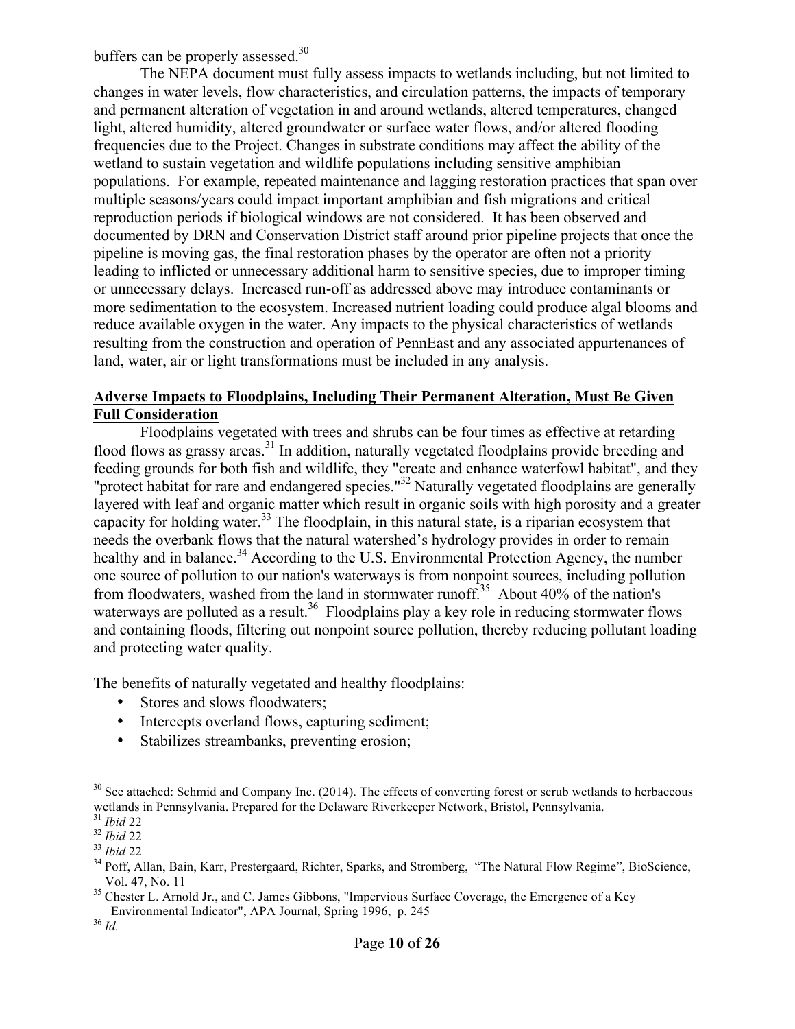buffers can be properly assessed.[30]

The NEPA document must fully assess impacts to wetlands including, but not limited to changes in water levels, flow characteristics, and circulation patterns, the impacts of temporary and permanent alteration of vegetation in and around wetlands, altered temperatures, changed light, altered humidity, altered groundwater or surface water flows, and/or altered flooding frequencies due to the Project. Changes in substrate conditions may affect the ability of the wetland to sustain vegetation and wildlife populations including sensitive amphibian populations. For example, repeated maintenance and lagging restoration practices that span over multiple seasons/years could impact important amphibian and fish migrations and critical reproduction periods if biological windows are not considered. It has been observed and documented by DRN and Conservation District staff around prior pipeline projects that once the pipeline is moving gas, the final restoration phases by the operator are often not a priority leading to inflicted or unnecessary additional harm to sensitive species, due to improper timing or unnecessary delays. Increased run-off as addressed above may introduce contaminants or more sedimentation to the ecosystem. Increased nutrient loading could produce algal blooms and reduce available oxygen in the water. Any impacts to the physical characteristics of wetlands resulting from the construction and operation of PennEast and any associated appurtenances of land, water, air or light transformations must be included in any analysis.

**Adverse Impacts to Floodplains, Including Their Permanent Alteration, Must Be Given Full Consideration**

Floodplains vegetated with trees and shrubs can be four times as effective at retarding flood flows as grassy areas.[31] In addition, naturally vegetated floodplains provide breeding and feeding grounds for both fish and wildlife, they "create and enhance waterfowl habitat", and they "protect habitat for rare and endangered species."[32] Naturally vegetated floodplains are generally layered with leaf and organic matter which result in organic soils with high porosity and a greater capacity for holding water.[33] The floodplain, in this natural state, is a riparian ecosystem that needs the overbank flows that the natural watershed's hydrology provides in order to remain healthy and in balance.[34] According to the U.S. Environmental Protection Agency, the number one source of pollution to our nation's waterways is from nonpoint sources, including pollution from floodwaters, washed from the land in stormwater runoff.[35] About 40% of the nation's waterways are polluted as a result.[36] Floodplains play a key role in reducing stormwater flows and containing floods, filtering out nonpoint source pollution, thereby reducing pollutant loading and protecting water quality.

The benefits of naturally vegetated and healthy floodplains:

- Stores and slows floodwaters;
- Intercepts overland flows, capturing sediment;
- Stabilizes streambanks, preventing erosion;

---

[30] See attached: Schmid and Company Inc. (2014). The effects of converting forest or scrub wetlands to herbaceous wetlands in Pennsylvania. Prepared for the Delaware Riverkeeper Network, Bristol, Pennsylvania.

[31] *Ibid* 22

[32] *Ibid* 22

[33] *Ibid* 22

[34] Poff, Allan, Bain, Karr, Prestergaard, Richter, Sparks, and Stromberg, "The Natural Flow Regime", BioScience, Vol. 47, No. 11

[35] Chester L. Arnold Jr., and C. James Gibbons, "Impervious Surface Coverage, the Emergence of a Key Environmental Indicator", APA Journal, Spring 1996, p. 245

[36] *Id.*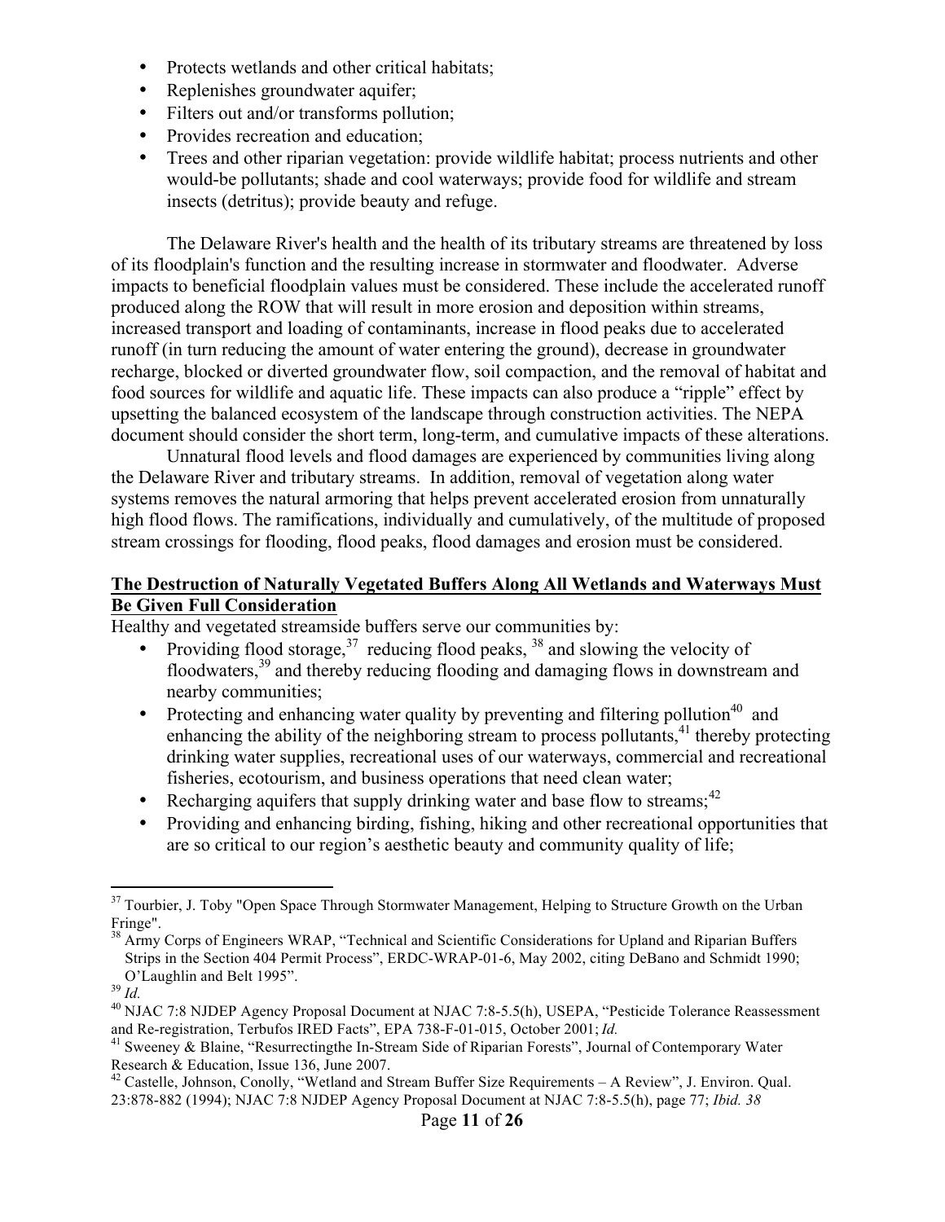- Protects wetlands and other critical habitats;
- Replenishes groundwater aquifer;
- Filters out and/or transforms pollution;
- Provides recreation and education;
- Trees and other riparian vegetation: provide wildlife habitat; process nutrients and other would-be pollutants; shade and cool waterways; provide food for wildlife and stream insects (detritus); provide beauty and refuge.

The Delaware River's health and the health of its tributary streams are threatened by loss of its floodplain's function and the resulting increase in stormwater and floodwater. Adverse impacts to beneficial floodplain values must be considered. These include the accelerated runoff produced along the ROW that will result in more erosion and deposition within streams, increased transport and loading of contaminants, increase in flood peaks due to accelerated runoff (in turn reducing the amount of water entering the ground), decrease in groundwater recharge, blocked or diverted groundwater flow, soil compaction, and the removal of habitat and food sources for wildlife and aquatic life. These impacts can also produce a "ripple" effect by upsetting the balanced ecosystem of the landscape through construction activities. The NEPA document should consider the short term, long-term, and cumulative impacts of these alterations.

Unnatural flood levels and flood damages are experienced by communities living along the Delaware River and tributary streams. In addition, removal of vegetation along water systems removes the natural armoring that helps prevent accelerated erosion from unnaturally high flood flows. The ramifications, individually and cumulatively, of the multitude of proposed stream crossings for flooding, flood peaks, flood damages and erosion must be considered.

**The Destruction of Naturally Vegetated Buffers Along All Wetlands and Waterways Must Be Given Full Consideration**

Healthy and vegetated streamside buffers serve our communities by:

- Providing flood storage,[37] reducing flood peaks,[38] and slowing the velocity of floodwaters,[39] and thereby reducing flooding and damaging flows in downstream and nearby communities;
- Protecting and enhancing water quality by preventing and filtering pollution[40] and enhancing the ability of the neighboring stream to process pollutants,[41] thereby protecting drinking water supplies, recreational uses of our waterways, commercial and recreational fisheries, ecotourism, and business operations that need clean water;
- Recharging aquifers that supply drinking water and base flow to streams;[42]
- Providing and enhancing birding, fishing, hiking and other recreational opportunities that are so critical to our region's aesthetic beauty and community quality of life;

---

[37] Tourbier, J. Toby "Open Space Through Stormwater Management, Helping to Structure Growth on the Urban Fringe".

[38] Army Corps of Engineers WRAP, "Technical and Scientific Considerations for Upland and Riparian Buffers Strips in the Section 404 Permit Process", ERDC-WRAP-01-6, May 2002, citing DeBano and Schmidt 1990; O'Laughlin and Belt 1995".

[39] *Id.*

[40] NJAC 7:8 NJDEP Agency Proposal Document at NJAC 7:8-5.5(h), USEPA, "Pesticide Tolerance Reassessment and Re-registration, Terbufos IRED Facts", EPA 738-F-01-015, October 2001; *Id.*

[41] Sweeney & Blaine, "Resurrectingthe In-Stream Side of Riparian Forests", Journal of Contemporary Water Research & Education, Issue 136, June 2007.

[42] Castelle, Johnson, Conolly, "Wetland and Stream Buffer Size Requirements – A Review", J. Environ. Qual. 23:878-882 (1994); NJAC 7:8 NJDEP Agency Proposal Document at NJAC 7:8-5.5(h), page 77; *Ibid. 38*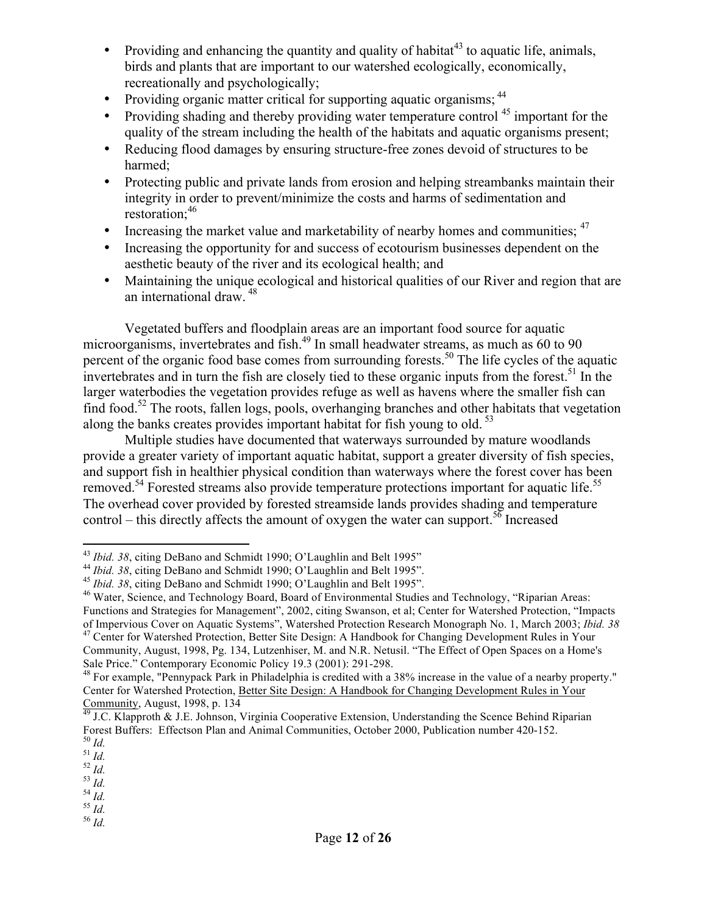- Providing and enhancing the quantity and quality of habitat[43] to aquatic life, animals, birds and plants that are important to our watershed ecologically, economically, recreationally and psychologically;
- Providing organic matter critical for supporting aquatic organisms; [44]
- Providing shading and thereby providing water temperature control [45] important for the quality of the stream including the health of the habitats and aquatic organisms present;
- Reducing flood damages by ensuring structure-free zones devoid of structures to be harmed;
- Protecting public and private lands from erosion and helping streambanks maintain their integrity in order to prevent/minimize the costs and harms of sedimentation and restoration;[46]
- Increasing the market value and marketability of nearby homes and communities; [47]
- Increasing the opportunity for and success of ecotourism businesses dependent on the aesthetic beauty of the river and its ecological health; and
- Maintaining the unique ecological and historical qualities of our River and region that are an international draw. [48]

Vegetated buffers and floodplain areas are an important food source for aquatic microorganisms, invertebrates and fish.[49] In small headwater streams, as much as 60 to 90 percent of the organic food base comes from surrounding forests.[50] The life cycles of the aquatic invertebrates and in turn the fish are closely tied to these organic inputs from the forest.[51] In the larger waterbodies the vegetation provides refuge as well as havens where the smaller fish can find food.[52] The roots, fallen logs, pools, overhanging branches and other habitats that vegetation along the banks creates provides important habitat for fish young to old. [53]

Multiple studies have documented that waterways surrounded by mature woodlands provide a greater variety of important aquatic habitat, support a greater diversity of fish species, and support fish in healthier physical condition than waterways where the forest cover has been removed.[54] Forested streams also provide temperature protections important for aquatic life.[55] The overhead cover provided by forested streamside lands provides shading and temperature control – this directly affects the amount of oxygen the water can support.[56] Increased

---

[43] *Ibid. 38*, citing DeBano and Schmidt 1990; O'Laughlin and Belt 1995"

[44] *Ibid. 38*, citing DeBano and Schmidt 1990; O'Laughlin and Belt 1995".

[45] *Ibid. 38*, citing DeBano and Schmidt 1990; O'Laughlin and Belt 1995".

[46] Water, Science, and Technology Board, Board of Environmental Studies and Technology, "Riparian Areas: Functions and Strategies for Management", 2002, citing Swanson, et al; Center for Watershed Protection, "Impacts of Impervious Cover on Aquatic Systems", Watershed Protection Research Monograph No. 1, March 2003; *Ibid. 38*

[47] Center for Watershed Protection, Better Site Design: A Handbook for Changing Development Rules in Your Community, August, 1998, Pg. 134, Lutzenhiser, M. and N.R. Netusil. "The Effect of Open Spaces on a Home's Sale Price." Contemporary Economic Policy 19.3 (2001): 291-298.

[48] For example, "Pennypack Park in Philadelphia is credited with a 38% increase in the value of a nearby property." Center for Watershed Protection, Better Site Design: A Handbook for Changing Development Rules in Your Community, August, 1998, p. 134

[49] J.C. Klapproth & J.E. Johnson, Virginia Cooperative Extension, Understanding the Scence Behind Riparian Forest Buffers: Effectson Plan and Animal Communities, October 2000, Publication number 420-152.

[50] *Id.*

[51] *Id.*

[52] *Id.*

[53] *Id.*

[54] *Id.*

[55] *Id.*

[56] *Id.*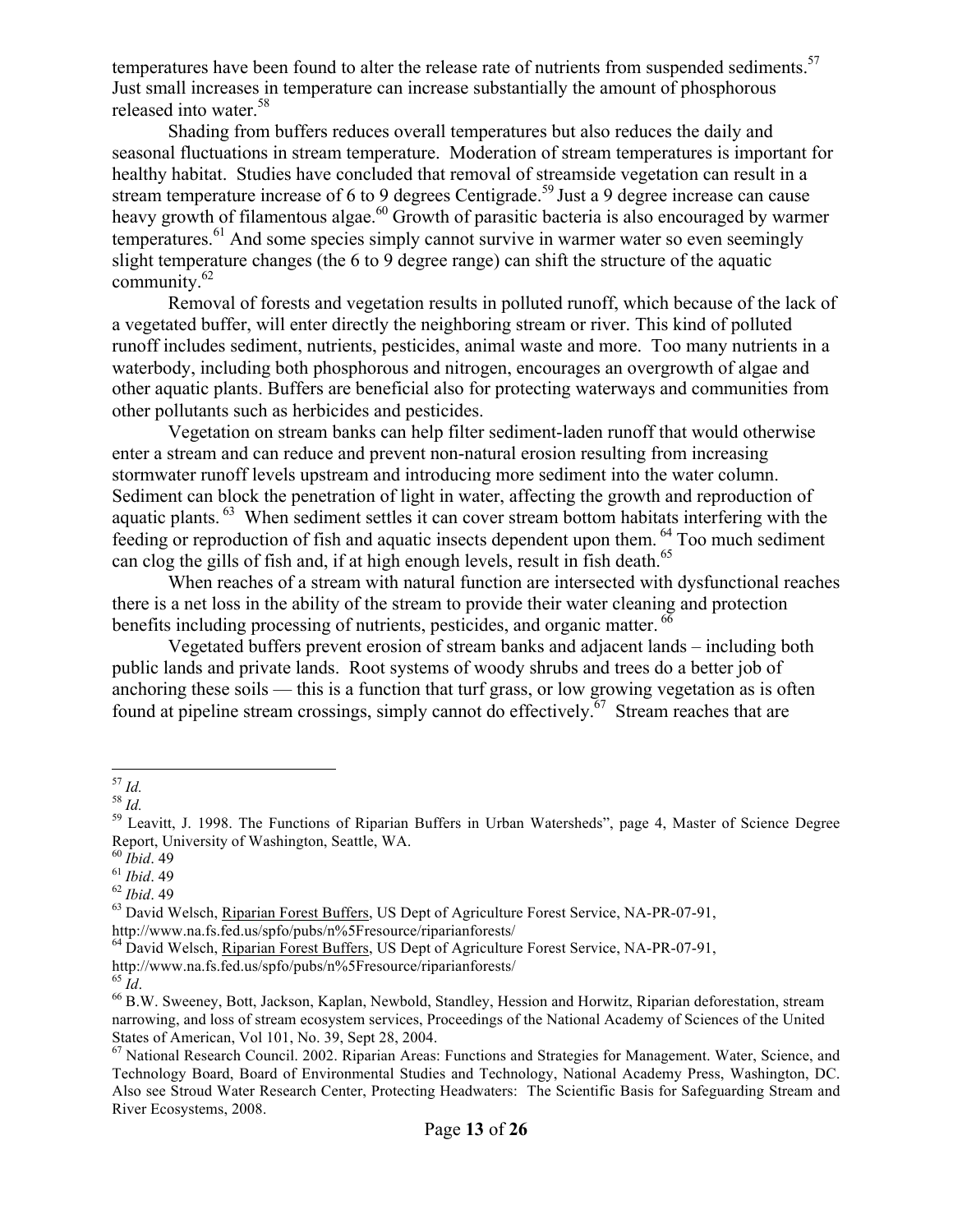temperatures have been found to alter the release rate of nutrients from suspended sediments.[57] Just small increases in temperature can increase substantially the amount of phosphorous released into water.[58]

Shading from buffers reduces overall temperatures but also reduces the daily and seasonal fluctuations in stream temperature. Moderation of stream temperatures is important for healthy habitat. Studies have concluded that removal of streamside vegetation can result in a stream temperature increase of 6 to 9 degrees Centigrade.[59] Just a 9 degree increase can cause heavy growth of filamentous algae.[60] Growth of parasitic bacteria is also encouraged by warmer temperatures.[61] And some species simply cannot survive in warmer water so even seemingly slight temperature changes (the 6 to 9 degree range) can shift the structure of the aquatic community.[62]

Removal of forests and vegetation results in polluted runoff, which because of the lack of a vegetated buffer, will enter directly the neighboring stream or river. This kind of polluted runoff includes sediment, nutrients, pesticides, animal waste and more. Too many nutrients in a waterbody, including both phosphorous and nitrogen, encourages an overgrowth of algae and other aquatic plants. Buffers are beneficial also for protecting waterways and communities from other pollutants such as herbicides and pesticides.

Vegetation on stream banks can help filter sediment-laden runoff that would otherwise enter a stream and can reduce and prevent non-natural erosion resulting from increasing stormwater runoff levels upstream and introducing more sediment into the water column. Sediment can block the penetration of light in water, affecting the growth and reproduction of aquatic plants.[63] When sediment settles it can cover stream bottom habitats interfering with the feeding or reproduction of fish and aquatic insects dependent upon them.[64] Too much sediment can clog the gills of fish and, if at high enough levels, result in fish death.[65]

When reaches of a stream with natural function are intersected with dysfunctional reaches there is a net loss in the ability of the stream to provide their water cleaning and protection benefits including processing of nutrients, pesticides, and organic matter.[66]

Vegetated buffers prevent erosion of stream banks and adjacent lands – including both public lands and private lands. Root systems of woody shrubs and trees do a better job of anchoring these soils — this is a function that turf grass, or low growing vegetation as is often found at pipeline stream crossings, simply cannot do effectively.[67] Stream reaches that are

---

[57] *Id.*

[58] *Id.*

[59] Leavitt, J. 1998. The Functions of Riparian Buffers in Urban Watersheds", page 4, Master of Science Degree Report, University of Washington, Seattle, WA.

[60] *Ibid*. 49

[61] *Ibid*. 49

[62] *Ibid*. 49

[63] David Welsch, Riparian Forest Buffers, US Dept of Agriculture Forest Service, NA-PR-07-91, http://www.na.fs.fed.us/spfo/pubs/n%5Fresource/riparianforests/

[64] David Welsch, Riparian Forest Buffers, US Dept of Agriculture Forest Service, NA-PR-07-91, http://www.na.fs.fed.us/spfo/pubs/n%5Fresource/riparianforests/

[65] *Id*.

[66] B.W. Sweeney, Bott, Jackson, Kaplan, Newbold, Standley, Hession and Horwitz, Riparian deforestation, stream narrowing, and loss of stream ecosystem services, Proceedings of the National Academy of Sciences of the United States of American, Vol 101, No. 39, Sept 28, 2004.

[67] National Research Council. 2002. Riparian Areas: Functions and Strategies for Management. Water, Science, and Technology Board, Board of Environmental Studies and Technology, National Academy Press, Washington, DC. Also see Stroud Water Research Center, Protecting Headwaters: The Scientific Basis for Safeguarding Stream and River Ecosystems, 2008.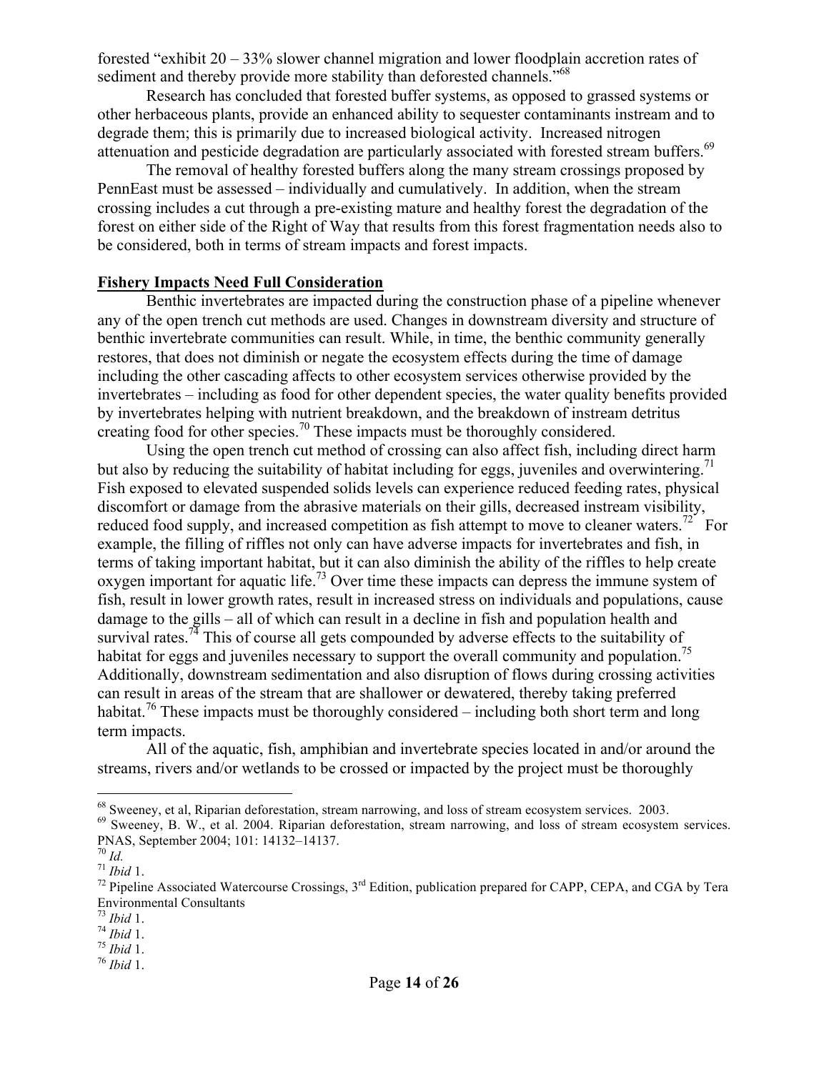forested "exhibit 20 – 33% slower channel migration and lower floodplain accretion rates of sediment and thereby provide more stability than deforested channels."[68]

Research has concluded that forested buffer systems, as opposed to grassed systems or other herbaceous plants, provide an enhanced ability to sequester contaminants instream and to degrade them; this is primarily due to increased biological activity. Increased nitrogen attenuation and pesticide degradation are particularly associated with forested stream buffers.[69]

The removal of healthy forested buffers along the many stream crossings proposed by PennEast must be assessed – individually and cumulatively. In addition, when the stream crossing includes a cut through a pre-existing mature and healthy forest the degradation of the forest on either side of the Right of Way that results from this forest fragmentation needs also to be considered, both in terms of stream impacts and forest impacts.

**Fishery Impacts Need Full Consideration**

Benthic invertebrates are impacted during the construction phase of a pipeline whenever any of the open trench cut methods are used. Changes in downstream diversity and structure of benthic invertebrate communities can result. While, in time, the benthic community generally restores, that does not diminish or negate the ecosystem effects during the time of damage including the other cascading affects to other ecosystem services otherwise provided by the invertebrates – including as food for other dependent species, the water quality benefits provided by invertebrates helping with nutrient breakdown, and the breakdown of instream detritus creating food for other species.[70] These impacts must be thoroughly considered.

Using the open trench cut method of crossing can also affect fish, including direct harm but also by reducing the suitability of habitat including for eggs, juveniles and overwintering.[71] Fish exposed to elevated suspended solids levels can experience reduced feeding rates, physical discomfort or damage from the abrasive materials on their gills, decreased instream visibility, reduced food supply, and increased competition as fish attempt to move to cleaner waters.[72] For example, the filling of riffles not only can have adverse impacts for invertebrates and fish, in terms of taking important habitat, but it can also diminish the ability of the riffles to help create oxygen important for aquatic life.[73] Over time these impacts can depress the immune system of fish, result in lower growth rates, result in increased stress on individuals and populations, cause damage to the gills – all of which can result in a decline in fish and population health and survival rates.[74] This of course all gets compounded by adverse effects to the suitability of habitat for eggs and juveniles necessary to support the overall community and population.[75] Additionally, downstream sedimentation and also disruption of flows during crossing activities can result in areas of the stream that are shallower or dewatered, thereby taking preferred habitat.[76] These impacts must be thoroughly considered – including both short term and long term impacts.

All of the aquatic, fish, amphibian and invertebrate species located in and/or around the streams, rivers and/or wetlands to be crossed or impacted by the project must be thoroughly

---

[68] Sweeney, et al, Riparian deforestation, stream narrowing, and loss of stream ecosystem services. 2003.

[69] Sweeney, B. W., et al. 2004. Riparian deforestation, stream narrowing, and loss of stream ecosystem services. PNAS, September 2004; 101: 14132–14137.

[70] *Id.*

[71] *Ibid* 1.

[72] Pipeline Associated Watercourse Crossings, 3rd Edition, publication prepared for CAPP, CEPA, and CGA by Tera Environmental Consultants

[73] *Ibid* 1.

[74] *Ibid* 1.

[75] *Ibid* 1.

[76] *Ibid* 1.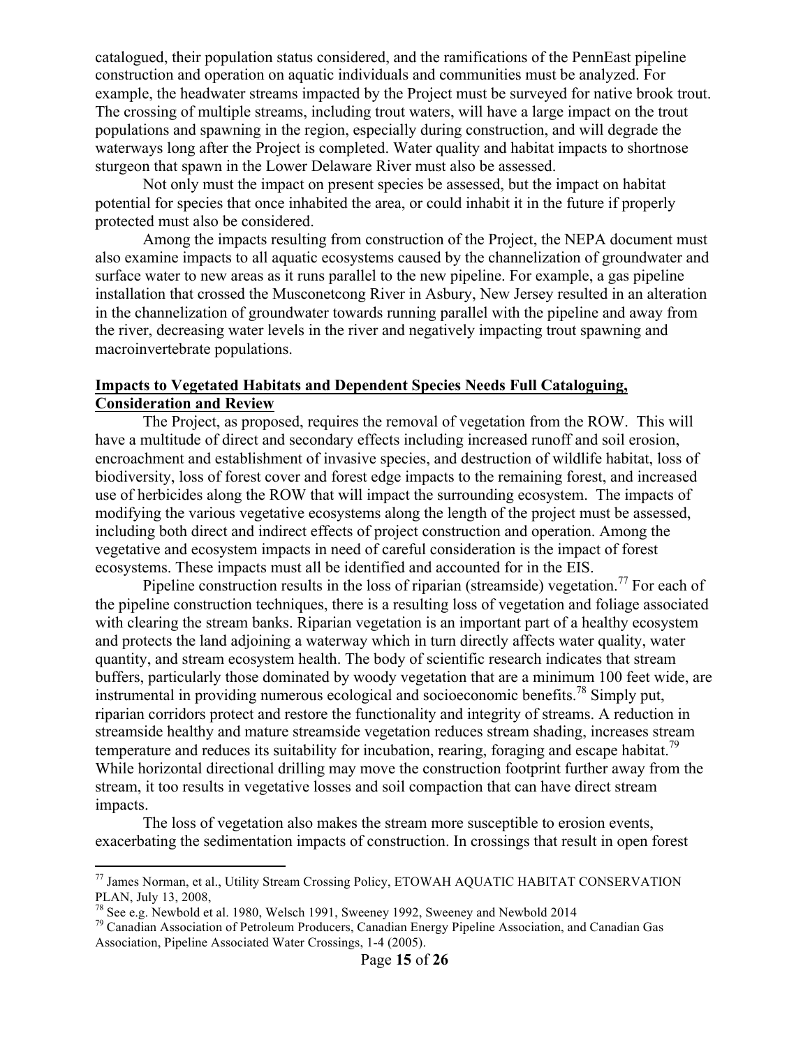catalogued, their population status considered, and the ramifications of the PennEast pipeline construction and operation on aquatic individuals and communities must be analyzed. For example, the headwater streams impacted by the Project must be surveyed for native brook trout. The crossing of multiple streams, including trout waters, will have a large impact on the trout populations and spawning in the region, especially during construction, and will degrade the waterways long after the Project is completed. Water quality and habitat impacts to shortnose sturgeon that spawn in the Lower Delaware River must also be assessed.

Not only must the impact on present species be assessed, but the impact on habitat potential for species that once inhabited the area, or could inhabit it in the future if properly protected must also be considered.

Among the impacts resulting from construction of the Project, the NEPA document must also examine impacts to all aquatic ecosystems caused by the channelization of groundwater and surface water to new areas as it runs parallel to the new pipeline. For example, a gas pipeline installation that crossed the Musconetcong River in Asbury, New Jersey resulted in an alteration in the channelization of groundwater towards running parallel with the pipeline and away from the river, decreasing water levels in the river and negatively impacting trout spawning and macroinvertebrate populations.

## Impacts to Vegetated Habitats and Dependent Species Needs Full Cataloguing, Consideration and Review

The Project, as proposed, requires the removal of vegetation from the ROW. This will have a multitude of direct and secondary effects including increased runoff and soil erosion, encroachment and establishment of invasive species, and destruction of wildlife habitat, loss of biodiversity, loss of forest cover and forest edge impacts to the remaining forest, and increased use of herbicides along the ROW that will impact the surrounding ecosystem. The impacts of modifying the various vegetative ecosystems along the length of the project must be assessed, including both direct and indirect effects of project construction and operation. Among the vegetative and ecosystem impacts in need of careful consideration is the impact of forest ecosystems. These impacts must all be identified and accounted for in the EIS.

Pipeline construction results in the loss of riparian (streamside) vegetation.[77] For each of the pipeline construction techniques, there is a resulting loss of vegetation and foliage associated with clearing the stream banks. Riparian vegetation is an important part of a healthy ecosystem and protects the land adjoining a waterway which in turn directly affects water quality, water quantity, and stream ecosystem health. The body of scientific research indicates that stream buffers, particularly those dominated by woody vegetation that are a minimum 100 feet wide, are instrumental in providing numerous ecological and socioeconomic benefits.[78] Simply put, riparian corridors protect and restore the functionality and integrity of streams. A reduction in streamside healthy and mature streamside vegetation reduces stream shading, increases stream temperature and reduces its suitability for incubation, rearing, foraging and escape habitat.[79] While horizontal directional drilling may move the construction footprint further away from the stream, it too results in vegetative losses and soil compaction that can have direct stream impacts.

The loss of vegetation also makes the stream more susceptible to erosion events, exacerbating the sedimentation impacts of construction. In crossings that result in open forest

---

[77] James Norman, et al., Utility Stream Crossing Policy, ETOWAH AQUATIC HABITAT CONSERVATION PLAN, July 13, 2008,

[78] See e.g. Newbold et al. 1980, Welsch 1991, Sweeney 1992, Sweeney and Newbold 2014

[79] Canadian Association of Petroleum Producers, Canadian Energy Pipeline Association, and Canadian Gas Association, Pipeline Associated Water Crossings, 1-4 (2005).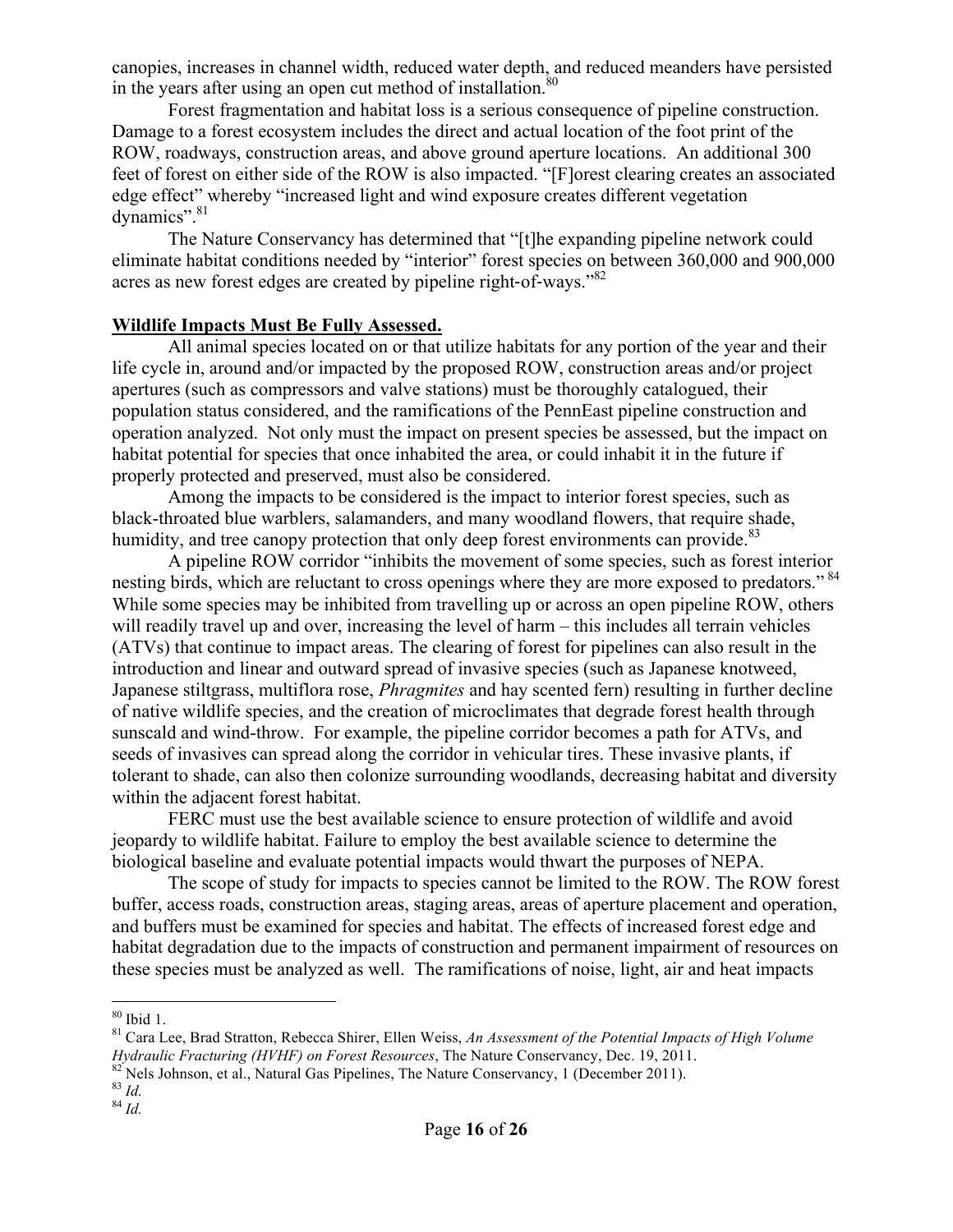canopies, increases in channel width, reduced water depth, and reduced meanders have persisted in the years after using an open cut method of installation.[80]

Forest fragmentation and habitat loss is a serious consequence of pipeline construction. Damage to a forest ecosystem includes the direct and actual location of the foot print of the ROW, roadways, construction areas, and above ground aperture locations. An additional 300 feet of forest on either side of the ROW is also impacted. "[F]orest clearing creates an associated edge effect" whereby "increased light and wind exposure creates different vegetation dynamics".[81]

The Nature Conservancy has determined that "[t]he expanding pipeline network could eliminate habitat conditions needed by "interior" forest species on between 360,000 and 900,000 acres as new forest edges are created by pipeline right-of-ways."[82]

**Wildlife Impacts Must Be Fully Assessed.**

All animal species located on or that utilize habitats for any portion of the year and their life cycle in, around and/or impacted by the proposed ROW, construction areas and/or project apertures (such as compressors and valve stations) must be thoroughly catalogued, their population status considered, and the ramifications of the PennEast pipeline construction and operation analyzed. Not only must the impact on present species be assessed, but the impact on habitat potential for species that once inhabited the area, or could inhabit it in the future if properly protected and preserved, must also be considered.

Among the impacts to be considered is the impact to interior forest species, such as black-throated blue warblers, salamanders, and many woodland flowers, that require shade, humidity, and tree canopy protection that only deep forest environments can provide.[83]

A pipeline ROW corridor "inhibits the movement of some species, such as forest interior nesting birds, which are reluctant to cross openings where they are more exposed to predators."[84] While some species may be inhibited from travelling up or across an open pipeline ROW, others will readily travel up and over, increasing the level of harm – this includes all terrain vehicles (ATVs) that continue to impact areas. The clearing of forest for pipelines can also result in the introduction and linear and outward spread of invasive species (such as Japanese knotweed, Japanese stiltgrass, multiflora rose, *Phragmites* and hay scented fern) resulting in further decline of native wildlife species, and the creation of microclimates that degrade forest health through sunscald and wind-throw. For example, the pipeline corridor becomes a path for ATVs, and seeds of invasives can spread along the corridor in vehicular tires. These invasive plants, if tolerant to shade, can also then colonize surrounding woodlands, decreasing habitat and diversity within the adjacent forest habitat.

FERC must use the best available science to ensure protection of wildlife and avoid jeopardy to wildlife habitat. Failure to employ the best available science to determine the biological baseline and evaluate potential impacts would thwart the purposes of NEPA.

The scope of study for impacts to species cannot be limited to the ROW. The ROW forest buffer, access roads, construction areas, staging areas, areas of aperture placement and operation, and buffers must be examined for species and habitat. The effects of increased forest edge and habitat degradation due to the impacts of construction and permanent impairment of resources on these species must be analyzed as well. The ramifications of noise, light, air and heat impacts

---

[80] Ibid 1.

[81] Cara Lee, Brad Stratton, Rebecca Shirer, Ellen Weiss, *An Assessment of the Potential Impacts of High Volume Hydraulic Fracturing (HVHF) on Forest Resources*, The Nature Conservancy, Dec. 19, 2011.

[82] Nels Johnson, et al., Natural Gas Pipelines, The Nature Conservancy, 1 (December 2011).

[83] *Id.*

[84] *Id.*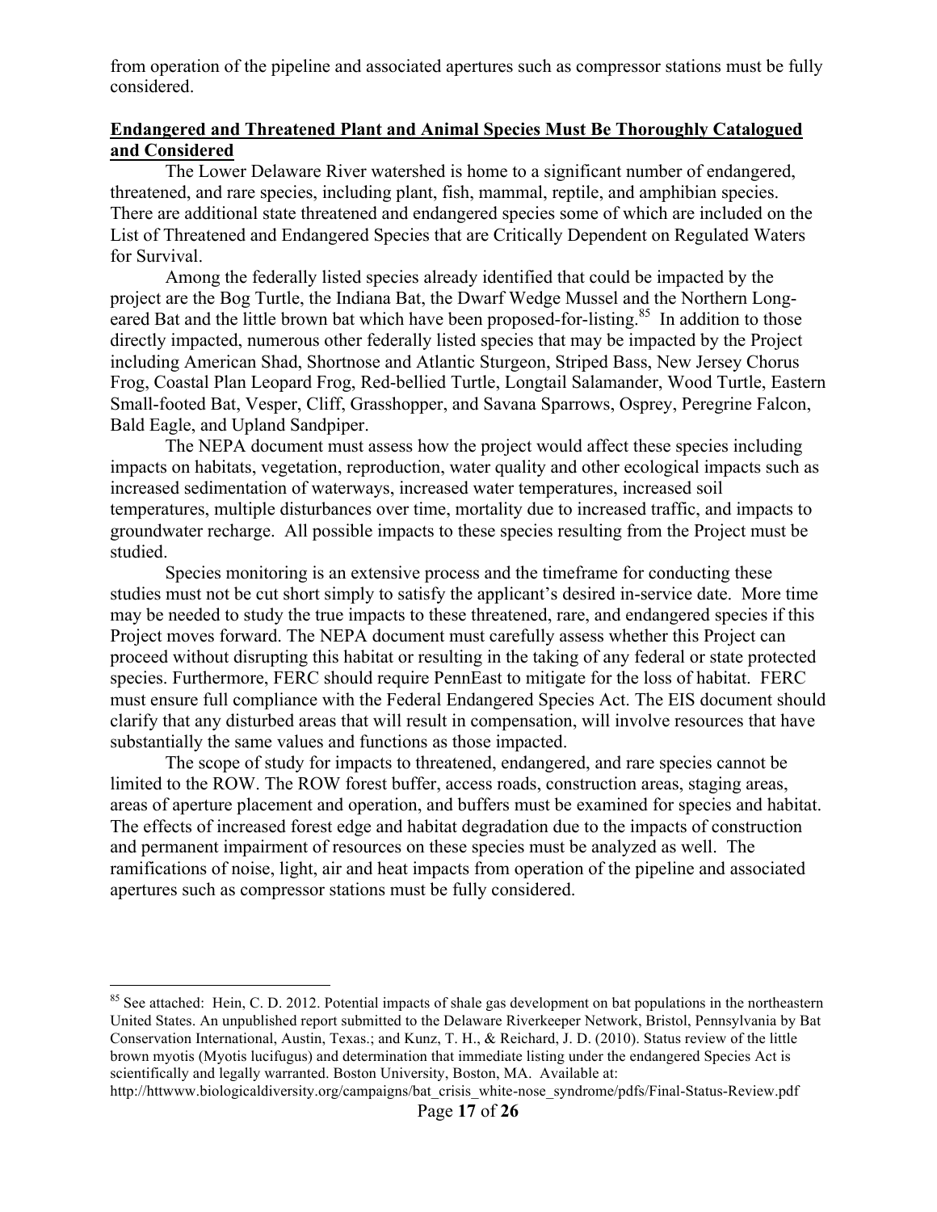from operation of the pipeline and associated apertures such as compressor stations must be fully considered.

**Endangered and Threatened Plant and Animal Species Must Be Thoroughly Catalogued and Considered**

The Lower Delaware River watershed is home to a significant number of endangered, threatened, and rare species, including plant, fish, mammal, reptile, and amphibian species. There are additional state threatened and endangered species some of which are included on the List of Threatened and Endangered Species that are Critically Dependent on Regulated Waters for Survival.

Among the federally listed species already identified that could be impacted by the project are the Bog Turtle, the Indiana Bat, the Dwarf Wedge Mussel and the Northern Long-eared Bat and the little brown bat which have been proposed-for-listing.[85] In addition to those directly impacted, numerous other federally listed species that may be impacted by the Project including American Shad, Shortnose and Atlantic Sturgeon, Striped Bass, New Jersey Chorus Frog, Coastal Plan Leopard Frog, Red-bellied Turtle, Longtail Salamander, Wood Turtle, Eastern Small-footed Bat, Vesper, Cliff, Grasshopper, and Savana Sparrows, Osprey, Peregrine Falcon, Bald Eagle, and Upland Sandpiper.

The NEPA document must assess how the project would affect these species including impacts on habitats, vegetation, reproduction, water quality and other ecological impacts such as increased sedimentation of waterways, increased water temperatures, increased soil temperatures, multiple disturbances over time, mortality due to increased traffic, and impacts to groundwater recharge. All possible impacts to these species resulting from the Project must be studied.

Species monitoring is an extensive process and the timeframe for conducting these studies must not be cut short simply to satisfy the applicant's desired in-service date. More time may be needed to study the true impacts to these threatened, rare, and endangered species if this Project moves forward. The NEPA document must carefully assess whether this Project can proceed without disrupting this habitat or resulting in the taking of any federal or state protected species. Furthermore, FERC should require PennEast to mitigate for the loss of habitat. FERC must ensure full compliance with the Federal Endangered Species Act. The EIS document should clarify that any disturbed areas that will result in compensation, will involve resources that have substantially the same values and functions as those impacted.

The scope of study for impacts to threatened, endangered, and rare species cannot be limited to the ROW. The ROW forest buffer, access roads, construction areas, staging areas, areas of aperture placement and operation, and buffers must be examined for species and habitat. The effects of increased forest edge and habitat degradation due to the impacts of construction and permanent impairment of resources on these species must be analyzed as well. The ramifications of noise, light, air and heat impacts from operation of the pipeline and associated apertures such as compressor stations must be fully considered.

---

[85] See attached: Hein, C. D. 2012. Potential impacts of shale gas development on bat populations in the northeastern United States. An unpublished report submitted to the Delaware Riverkeeper Network, Bristol, Pennsylvania by Bat Conservation International, Austin, Texas.; and Kunz, T. H., & Reichard, J. D. (2010). Status review of the little brown myotis (Myotis lucifugus) and determination that immediate listing under the endangered Species Act is scientifically and legally warranted. Boston University, Boston, MA. Available at: http://httwww.biologicaldiversity.org/campaigns/bat_crisis_white-nose_syndrome/pdfs/Final-Status-Review.pdf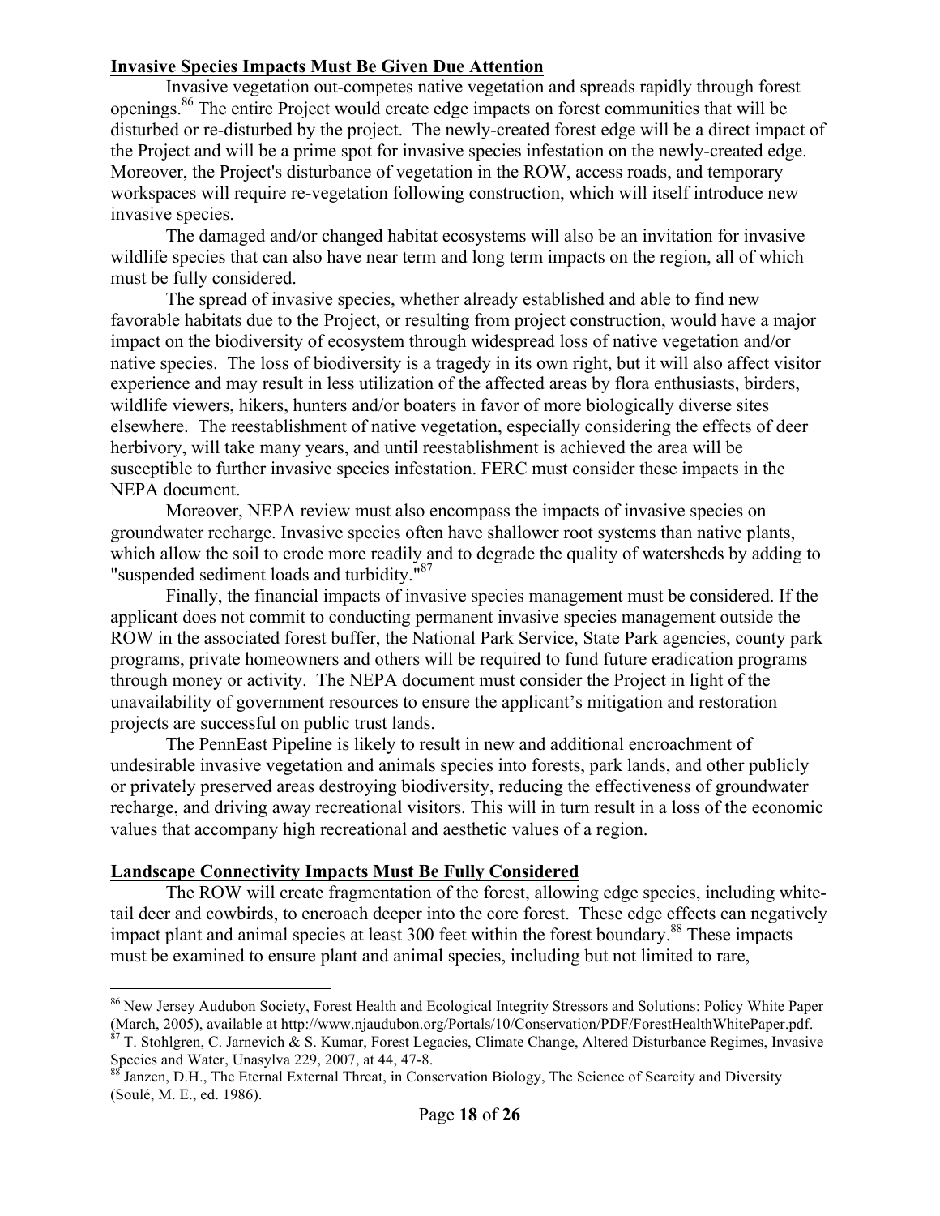**Invasive Species Impacts Must Be Given Due Attention**

Invasive vegetation out-competes native vegetation and spreads rapidly through forest openings.[86] The entire Project would create edge impacts on forest communities that will be disturbed or re-disturbed by the project. The newly-created forest edge will be a direct impact of the Project and will be a prime spot for invasive species infestation on the newly-created edge. Moreover, the Project's disturbance of vegetation in the ROW, access roads, and temporary workspaces will require re-vegetation following construction, which will itself introduce new invasive species.

The damaged and/or changed habitat ecosystems will also be an invitation for invasive wildlife species that can also have near term and long term impacts on the region, all of which must be fully considered.

The spread of invasive species, whether already established and able to find new favorable habitats due to the Project, or resulting from project construction, would have a major impact on the biodiversity of ecosystem through widespread loss of native vegetation and/or native species. The loss of biodiversity is a tragedy in its own right, but it will also affect visitor experience and may result in less utilization of the affected areas by flora enthusiasts, birders, wildlife viewers, hikers, hunters and/or boaters in favor of more biologically diverse sites elsewhere. The reestablishment of native vegetation, especially considering the effects of deer herbivory, will take many years, and until reestablishment is achieved the area will be susceptible to further invasive species infestation. FERC must consider these impacts in the NEPA document.

Moreover, NEPA review must also encompass the impacts of invasive species on groundwater recharge. Invasive species often have shallower root systems than native plants, which allow the soil to erode more readily and to degrade the quality of watersheds by adding to "suspended sediment loads and turbidity."[87]

Finally, the financial impacts of invasive species management must be considered. If the applicant does not commit to conducting permanent invasive species management outside the ROW in the associated forest buffer, the National Park Service, State Park agencies, county park programs, private homeowners and others will be required to fund future eradication programs through money or activity. The NEPA document must consider the Project in light of the unavailability of government resources to ensure the applicant's mitigation and restoration projects are successful on public trust lands.

The PennEast Pipeline is likely to result in new and additional encroachment of undesirable invasive vegetation and animals species into forests, park lands, and other publicly or privately preserved areas destroying biodiversity, reducing the effectiveness of groundwater recharge, and driving away recreational visitors. This will in turn result in a loss of the economic values that accompany high recreational and aesthetic values of a region.

**Landscape Connectivity Impacts Must Be Fully Considered**

The ROW will create fragmentation of the forest, allowing edge species, including white-tail deer and cowbirds, to encroach deeper into the core forest. These edge effects can negatively impact plant and animal species at least 300 feet within the forest boundary.[88] These impacts must be examined to ensure plant and animal species, including but not limited to rare,

---

[86] New Jersey Audubon Society, Forest Health and Ecological Integrity Stressors and Solutions: Policy White Paper (March, 2005), available at http://www.njaudubon.org/Portals/10/Conservation/PDF/ForestHealthWhitePaper.pdf.

[87] T. Stohlgren, C. Jarnevich & S. Kumar, Forest Legacies, Climate Change, Altered Disturbance Regimes, Invasive Species and Water, Unasylva 229, 2007, at 44, 47-8.

[88] Janzen, D.H., The Eternal External Threat, in Conservation Biology, The Science of Scarcity and Diversity (Soulé, M. E., ed. 1986).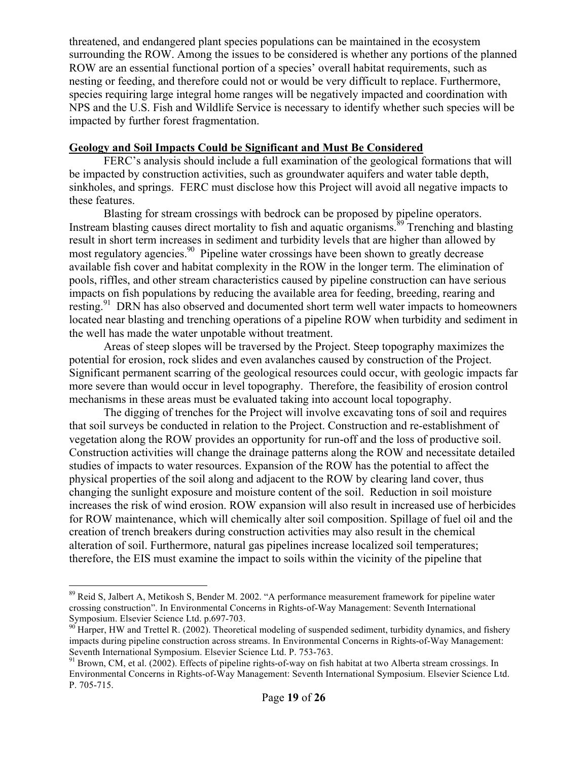threatened, and endangered plant species populations can be maintained in the ecosystem surrounding the ROW. Among the issues to be considered is whether any portions of the planned ROW are an essential functional portion of a species' overall habitat requirements, such as nesting or feeding, and therefore could not or would be very difficult to replace. Furthermore, species requiring large integral home ranges will be negatively impacted and coordination with NPS and the U.S. Fish and Wildlife Service is necessary to identify whether such species will be impacted by further forest fragmentation.

**Geology and Soil Impacts Could be Significant and Must Be Considered**

FERC's analysis should include a full examination of the geological formations that will be impacted by construction activities, such as groundwater aquifers and water table depth, sinkholes, and springs. FERC must disclose how this Project will avoid all negative impacts to these features.

Blasting for stream crossings with bedrock can be proposed by pipeline operators. Instream blasting causes direct mortality to fish and aquatic organisms.[89] Trenching and blasting result in short term increases in sediment and turbidity levels that are higher than allowed by most regulatory agencies.[90] Pipeline water crossings have been shown to greatly decrease available fish cover and habitat complexity in the ROW in the longer term. The elimination of pools, riffles, and other stream characteristics caused by pipeline construction can have serious impacts on fish populations by reducing the available area for feeding, breeding, rearing and resting.[91] DRN has also observed and documented short term well water impacts to homeowners located near blasting and trenching operations of a pipeline ROW when turbidity and sediment in the well has made the water unpotable without treatment.

Areas of steep slopes will be traversed by the Project. Steep topography maximizes the potential for erosion, rock slides and even avalanches caused by construction of the Project. Significant permanent scarring of the geological resources could occur, with geologic impacts far more severe than would occur in level topography. Therefore, the feasibility of erosion control mechanisms in these areas must be evaluated taking into account local topography.

The digging of trenches for the Project will involve excavating tons of soil and requires that soil surveys be conducted in relation to the Project. Construction and re-establishment of vegetation along the ROW provides an opportunity for run-off and the loss of productive soil. Construction activities will change the drainage patterns along the ROW and necessitate detailed studies of impacts to water resources. Expansion of the ROW has the potential to affect the physical properties of the soil along and adjacent to the ROW by clearing land cover, thus changing the sunlight exposure and moisture content of the soil. Reduction in soil moisture increases the risk of wind erosion. ROW expansion will also result in increased use of herbicides for ROW maintenance, which will chemically alter soil composition. Spillage of fuel oil and the creation of trench breakers during construction activities may also result in the chemical alteration of soil. Furthermore, natural gas pipelines increase localized soil temperatures; therefore, the EIS must examine the impact to soils within the vicinity of the pipeline that

---

[89] Reid S, Jalbert A, Metikosh S, Bender M. 2002. "A performance measurement framework for pipeline water crossing construction". In Environmental Concerns in Rights-of-Way Management: Seventh International Symposium. Elsevier Science Ltd. p.697-703.

[90] Harper, HW and Trettel R. (2002). Theoretical modeling of suspended sediment, turbidity dynamics, and fishery impacts during pipeline construction across streams. In Environmental Concerns in Rights-of-Way Management: Seventh International Symposium. Elsevier Science Ltd. P. 753-763.

[91] Brown, CM, et al. (2002). Effects of pipeline rights-of-way on fish habitat at two Alberta stream crossings. In Environmental Concerns in Rights-of-Way Management: Seventh International Symposium. Elsevier Science Ltd. P. 705-715.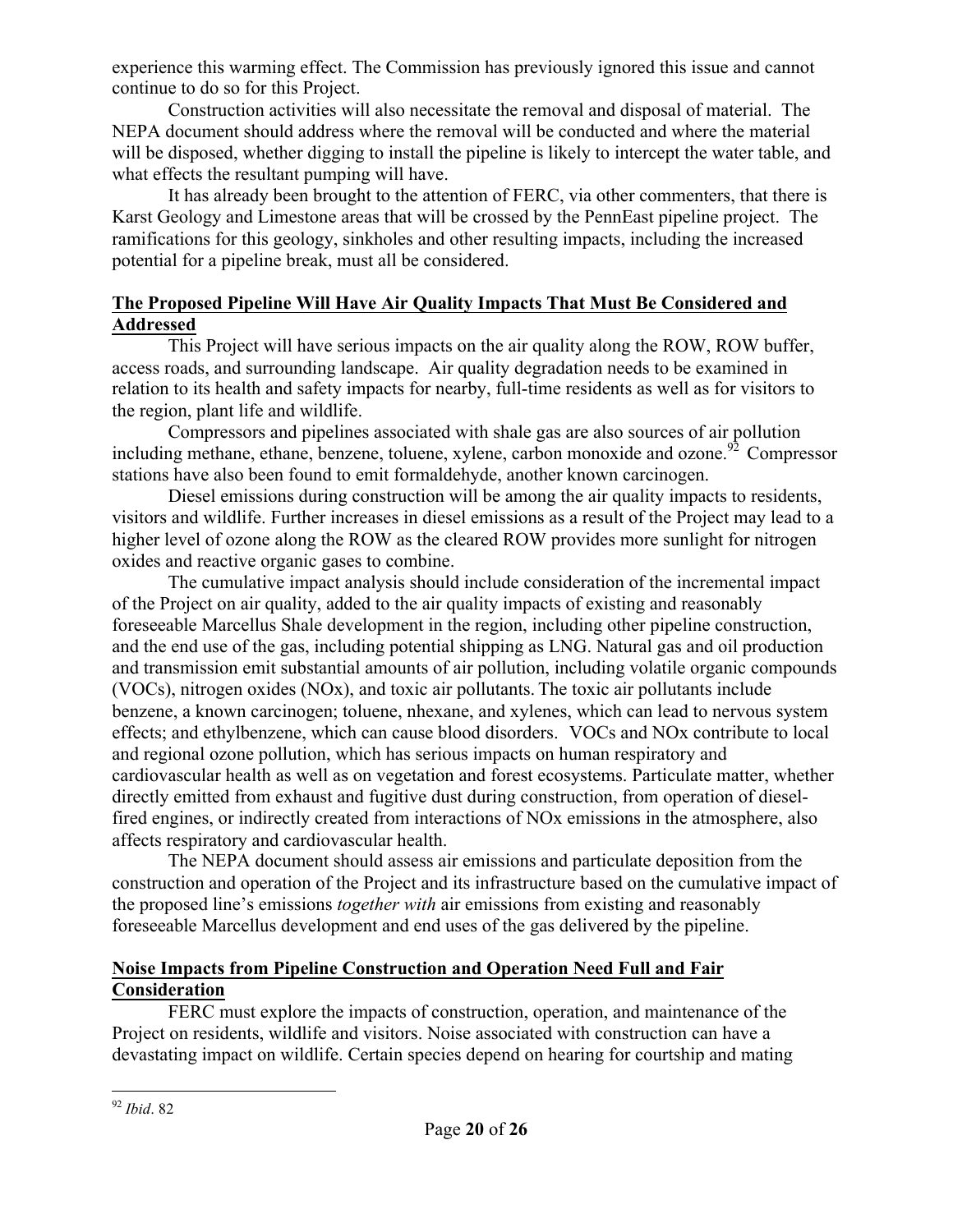experience this warming effect. The Commission has previously ignored this issue and cannot continue to do so for this Project.

Construction activities will also necessitate the removal and disposal of material. The NEPA document should address where the removal will be conducted and where the material will be disposed, whether digging to install the pipeline is likely to intercept the water table, and what effects the resultant pumping will have.

It has already been brought to the attention of FERC, via other commenters, that there is Karst Geology and Limestone areas that will be crossed by the PennEast pipeline project. The ramifications for this geology, sinkholes and other resulting impacts, including the increased potential for a pipeline break, must all be considered.

**The Proposed Pipeline Will Have Air Quality Impacts That Must Be Considered and Addressed**

This Project will have serious impacts on the air quality along the ROW, ROW buffer, access roads, and surrounding landscape. Air quality degradation needs to be examined in relation to its health and safety impacts for nearby, full-time residents as well as for visitors to the region, plant life and wildlife.

Compressors and pipelines associated with shale gas are also sources of air pollution including methane, ethane, benzene, toluene, xylene, carbon monoxide and ozone.[92] Compressor stations have also been found to emit formaldehyde, another known carcinogen.

Diesel emissions during construction will be among the air quality impacts to residents, visitors and wildlife. Further increases in diesel emissions as a result of the Project may lead to a higher level of ozone along the ROW as the cleared ROW provides more sunlight for nitrogen oxides and reactive organic gases to combine.

The cumulative impact analysis should include consideration of the incremental impact of the Project on air quality, added to the air quality impacts of existing and reasonably foreseeable Marcellus Shale development in the region, including other pipeline construction, and the end use of the gas, including potential shipping as LNG. Natural gas and oil production and transmission emit substantial amounts of air pollution, including volatile organic compounds (VOCs), nitrogen oxides (NOx), and toxic air pollutants. The toxic air pollutants include benzene, a known carcinogen; toluene, nhexane, and xylenes, which can lead to nervous system effects; and ethylbenzene, which can cause blood disorders. VOCs and NOx contribute to local and regional ozone pollution, which has serious impacts on human respiratory and cardiovascular health as well as on vegetation and forest ecosystems. Particulate matter, whether directly emitted from exhaust and fugitive dust during construction, from operation of diesel-fired engines, or indirectly created from interactions of NOx emissions in the atmosphere, also affects respiratory and cardiovascular health.

The NEPA document should assess air emissions and particulate deposition from the construction and operation of the Project and its infrastructure based on the cumulative impact of the proposed line's emissions *together with* air emissions from existing and reasonably foreseeable Marcellus development and end uses of the gas delivered by the pipeline.

**Noise Impacts from Pipeline Construction and Operation Need Full and Fair Consideration**

FERC must explore the impacts of construction, operation, and maintenance of the Project on residents, wildlife and visitors. Noise associated with construction can have a devastating impact on wildlife. Certain species depend on hearing for courtship and mating

---

[92] *Ibid*. 82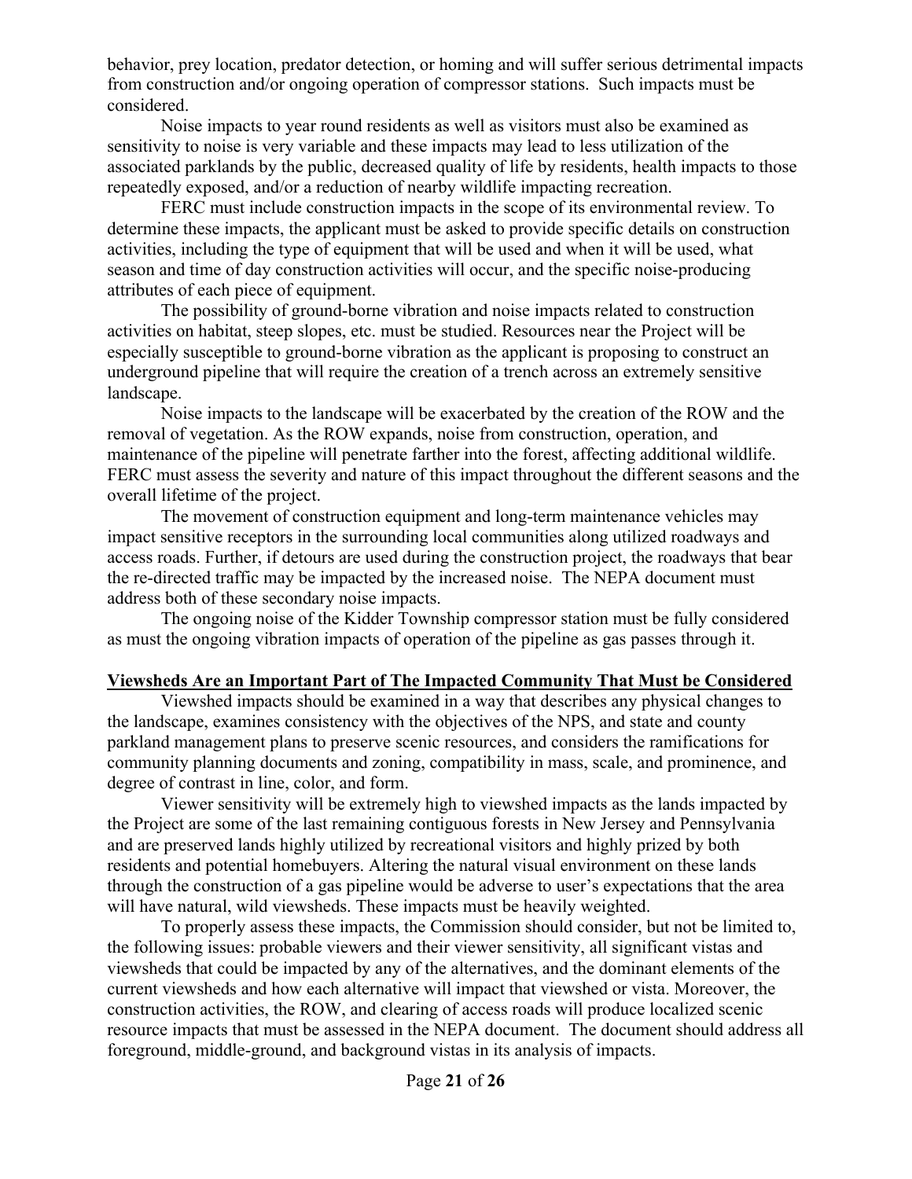behavior, prey location, predator detection, or homing and will suffer serious detrimental impacts from construction and/or ongoing operation of compressor stations. Such impacts must be considered.

Noise impacts to year round residents as well as visitors must also be examined as sensitivity to noise is very variable and these impacts may lead to less utilization of the associated parklands by the public, decreased quality of life by residents, health impacts to those repeatedly exposed, and/or a reduction of nearby wildlife impacting recreation.

FERC must include construction impacts in the scope of its environmental review. To determine these impacts, the applicant must be asked to provide specific details on construction activities, including the type of equipment that will be used and when it will be used, what season and time of day construction activities will occur, and the specific noise-producing attributes of each piece of equipment.

The possibility of ground-borne vibration and noise impacts related to construction activities on habitat, steep slopes, etc. must be studied. Resources near the Project will be especially susceptible to ground-borne vibration as the applicant is proposing to construct an underground pipeline that will require the creation of a trench across an extremely sensitive landscape.

Noise impacts to the landscape will be exacerbated by the creation of the ROW and the removal of vegetation. As the ROW expands, noise from construction, operation, and maintenance of the pipeline will penetrate farther into the forest, affecting additional wildlife. FERC must assess the severity and nature of this impact throughout the different seasons and the overall lifetime of the project.

The movement of construction equipment and long-term maintenance vehicles may impact sensitive receptors in the surrounding local communities along utilized roadways and access roads. Further, if detours are used during the construction project, the roadways that bear the re-directed traffic may be impacted by the increased noise. The NEPA document must address both of these secondary noise impacts.

The ongoing noise of the Kidder Township compressor station must be fully considered as must the ongoing vibration impacts of operation of the pipeline as gas passes through it.

## Viewsheds Are an Important Part of The Impacted Community That Must be Considered

Viewshed impacts should be examined in a way that describes any physical changes to the landscape, examines consistency with the objectives of the NPS, and state and county parkland management plans to preserve scenic resources, and considers the ramifications for community planning documents and zoning, compatibility in mass, scale, and prominence, and degree of contrast in line, color, and form.

Viewer sensitivity will be extremely high to viewshed impacts as the lands impacted by the Project are some of the last remaining contiguous forests in New Jersey and Pennsylvania and are preserved lands highly utilized by recreational visitors and highly prized by both residents and potential homebuyers. Altering the natural visual environment on these lands through the construction of a gas pipeline would be adverse to user's expectations that the area will have natural, wild viewsheds. These impacts must be heavily weighted.

To properly assess these impacts, the Commission should consider, but not be limited to, the following issues: probable viewers and their viewer sensitivity, all significant vistas and viewsheds that could be impacted by any of the alternatives, and the dominant elements of the current viewsheds and how each alternative will impact that viewshed or vista. Moreover, the construction activities, the ROW, and clearing of access roads will produce localized scenic resource impacts that must be assessed in the NEPA document. The document should address all foreground, middle-ground, and background vistas in its analysis of impacts.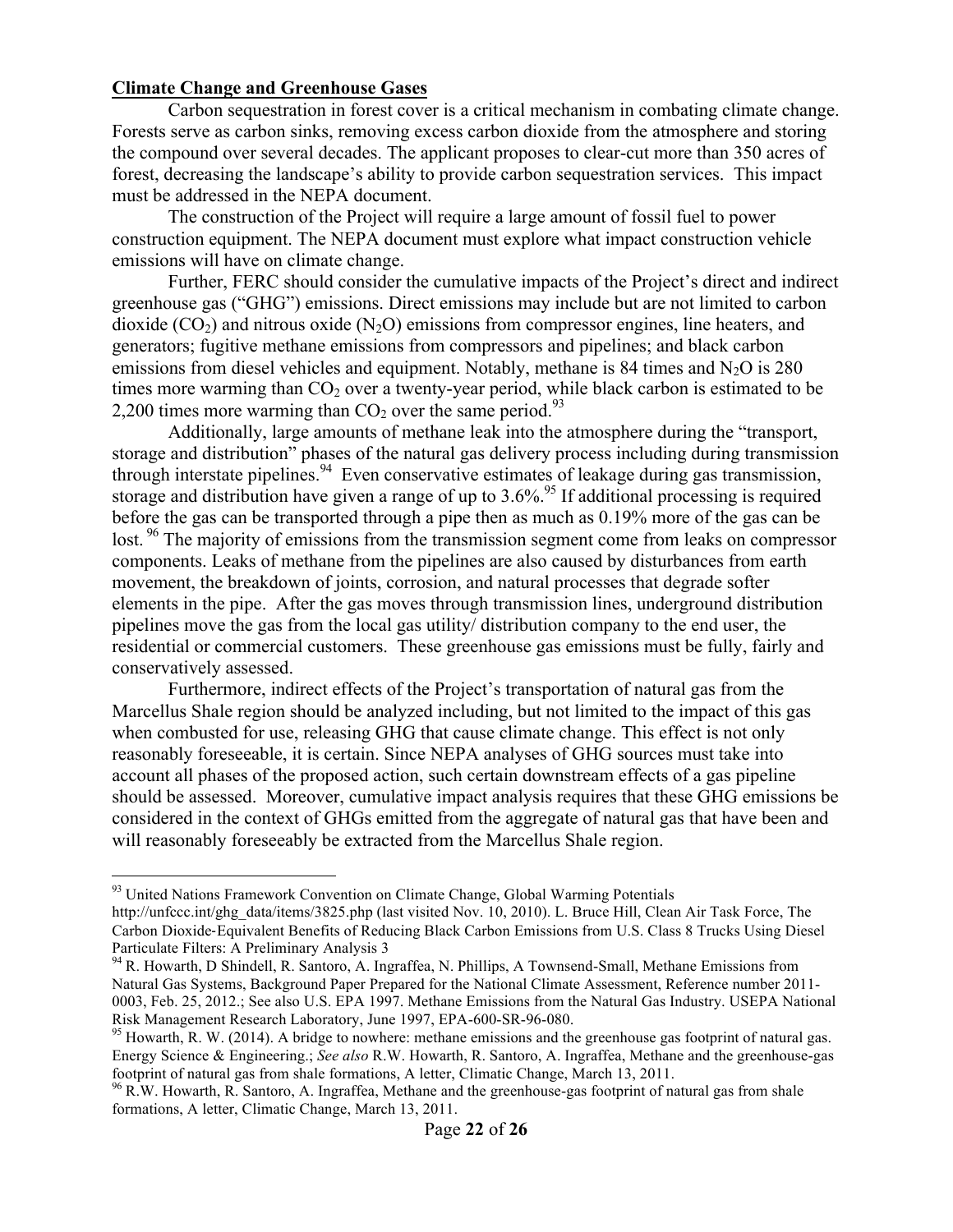**Climate Change and Greenhouse Gases**

Carbon sequestration in forest cover is a critical mechanism in combating climate change. Forests serve as carbon sinks, removing excess carbon dioxide from the atmosphere and storing the compound over several decades. The applicant proposes to clear-cut more than 350 acres of forest, decreasing the landscape's ability to provide carbon sequestration services. This impact must be addressed in the NEPA document.

The construction of the Project will require a large amount of fossil fuel to power construction equipment. The NEPA document must explore what impact construction vehicle emissions will have on climate change.

Further, FERC should consider the cumulative impacts of the Project's direct and indirect greenhouse gas ("GHG") emissions. Direct emissions may include but are not limited to carbon dioxide ($CO_2$) and nitrous oxide ($N_2O$) emissions from compressor engines, line heaters, and generators; fugitive methane emissions from compressors and pipelines; and black carbon emissions from diesel vehicles and equipment. Notably, methane is 84 times and $N_2O$ is 280 times more warming than $CO_2$ over a twenty-year period, while black carbon is estimated to be 2,200 times more warming than $CO_2$ over the same period.[93]

Additionally, large amounts of methane leak into the atmosphere during the "transport, storage and distribution" phases of the natural gas delivery process including during transmission through interstate pipelines.[94] Even conservative estimates of leakage during gas transmission, storage and distribution have given a range of up to 3.6%.[95] If additional processing is required before the gas can be transported through a pipe then as much as 0.19% more of the gas can be lost.[96] The majority of emissions from the transmission segment come from leaks on compressor components. Leaks of methane from the pipelines are also caused by disturbances from earth movement, the breakdown of joints, corrosion, and natural processes that degrade softer elements in the pipe. After the gas moves through transmission lines, underground distribution pipelines move the gas from the local gas utility/ distribution company to the end user, the residential or commercial customers. These greenhouse gas emissions must be fully, fairly and conservatively assessed.

Furthermore, indirect effects of the Project's transportation of natural gas from the Marcellus Shale region should be analyzed including, but not limited to the impact of this gas when combusted for use, releasing GHG that cause climate change. This effect is not only reasonably foreseeable, it is certain. Since NEPA analyses of GHG sources must take into account all phases of the proposed action, such certain downstream effects of a gas pipeline should be assessed. Moreover, cumulative impact analysis requires that these GHG emissions be considered in the context of GHGs emitted from the aggregate of natural gas that have been and will reasonably foreseeably be extracted from the Marcellus Shale region.

---

[93] United Nations Framework Convention on Climate Change, Global Warming Potentials http://unfccc.int/ghg_data/items/3825.php (last visited Nov. 10, 2010). L. Bruce Hill, Clean Air Task Force, The Carbon Dioxide-Equivalent Benefits of Reducing Black Carbon Emissions from U.S. Class 8 Trucks Using Diesel Particulate Filters: A Preliminary Analysis 3

[94] R. Howarth, D Shindell, R. Santoro, A. Ingraffea, N. Phillips, A Townsend-Small, Methane Emissions from Natural Gas Systems, Background Paper Prepared for the National Climate Assessment, Reference number 2011-0003, Feb. 25, 2012.; See also U.S. EPA 1997. Methane Emissions from the Natural Gas Industry. USEPA National Risk Management Research Laboratory, June 1997, EPA-600-SR-96-080.

[95] Howarth, R. W. (2014). A bridge to nowhere: methane emissions and the greenhouse gas footprint of natural gas. Energy Science & Engineering.; *See also* R.W. Howarth, R. Santoro, A. Ingraffea, Methane and the greenhouse-gas footprint of natural gas from shale formations, A letter, Climatic Change, March 13, 2011.

[96] R.W. Howarth, R. Santoro, A. Ingraffea, Methane and the greenhouse-gas footprint of natural gas from shale formations, A letter, Climatic Change, March 13, 2011.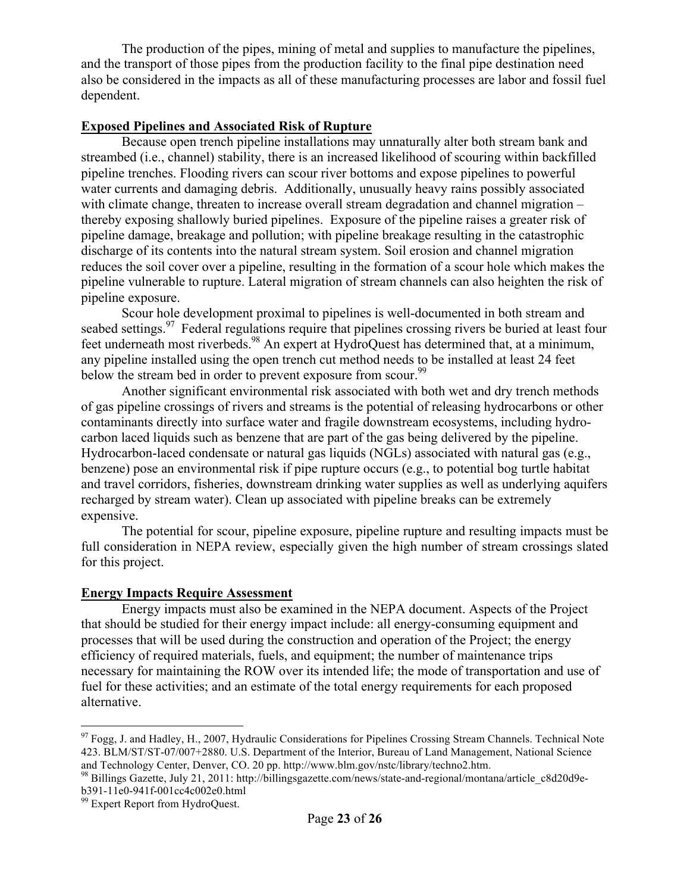The production of the pipes, mining of metal and supplies to manufacture the pipelines, and the transport of those pipes from the production facility to the final pipe destination need also be considered in the impacts as all of these manufacturing processes are labor and fossil fuel dependent.

**Exposed Pipelines and Associated Risk of Rupture**

Because open trench pipeline installations may unnaturally alter both stream bank and streambed (i.e., channel) stability, there is an increased likelihood of scouring within backfilled pipeline trenches. Flooding rivers can scour river bottoms and expose pipelines to powerful water currents and damaging debris. Additionally, unusually heavy rains possibly associated with climate change, threaten to increase overall stream degradation and channel migration – thereby exposing shallowly buried pipelines. Exposure of the pipeline raises a greater risk of pipeline damage, breakage and pollution; with pipeline breakage resulting in the catastrophic discharge of its contents into the natural stream system. Soil erosion and channel migration reduces the soil cover over a pipeline, resulting in the formation of a scour hole which makes the pipeline vulnerable to rupture. Lateral migration of stream channels can also heighten the risk of pipeline exposure.

Scour hole development proximal to pipelines is well-documented in both stream and seabed settings.[97] Federal regulations require that pipelines crossing rivers be buried at least four feet underneath most riverbeds.[98] An expert at HydroQuest has determined that, at a minimum, any pipeline installed using the open trench cut method needs to be installed at least 24 feet below the stream bed in order to prevent exposure from scour.[99]

Another significant environmental risk associated with both wet and dry trench methods of gas pipeline crossings of rivers and streams is the potential of releasing hydrocarbons or other contaminants directly into surface water and fragile downstream ecosystems, including hydro-carbon laced liquids such as benzene that are part of the gas being delivered by the pipeline. Hydrocarbon-laced condensate or natural gas liquids (NGLs) associated with natural gas (e.g., benzene) pose an environmental risk if pipe rupture occurs (e.g., to potential bog turtle habitat and travel corridors, fisheries, downstream drinking water supplies as well as underlying aquifers recharged by stream water). Clean up associated with pipeline breaks can be extremely expensive.

The potential for scour, pipeline exposure, pipeline rupture and resulting impacts must be full consideration in NEPA review, especially given the high number of stream crossings slated for this project.

**Energy Impacts Require Assessment**

Energy impacts must also be examined in the NEPA document. Aspects of the Project that should be studied for their energy impact include: all energy-consuming equipment and processes that will be used during the construction and operation of the Project; the energy efficiency of required materials, fuels, and equipment; the number of maintenance trips necessary for maintaining the ROW over its intended life; the mode of transportation and use of fuel for these activities; and an estimate of the total energy requirements for each proposed alternative.

---

[97] Fogg, J. and Hadley, H., 2007, Hydraulic Considerations for Pipelines Crossing Stream Channels. Technical Note 423. BLM/ST/ST-07/007+2880. U.S. Department of the Interior, Bureau of Land Management, National Science and Technology Center, Denver, CO. 20 pp. http://www.blm.gov/nstc/library/techno2.htm.

[98] Billings Gazette, July 21, 2011: http://billingsgazette.com/news/state-and-regional/montana/article_c8d20d9e-b391-11e0-941f-001cc4c002e0.html

[99] Expert Report from HydroQuest.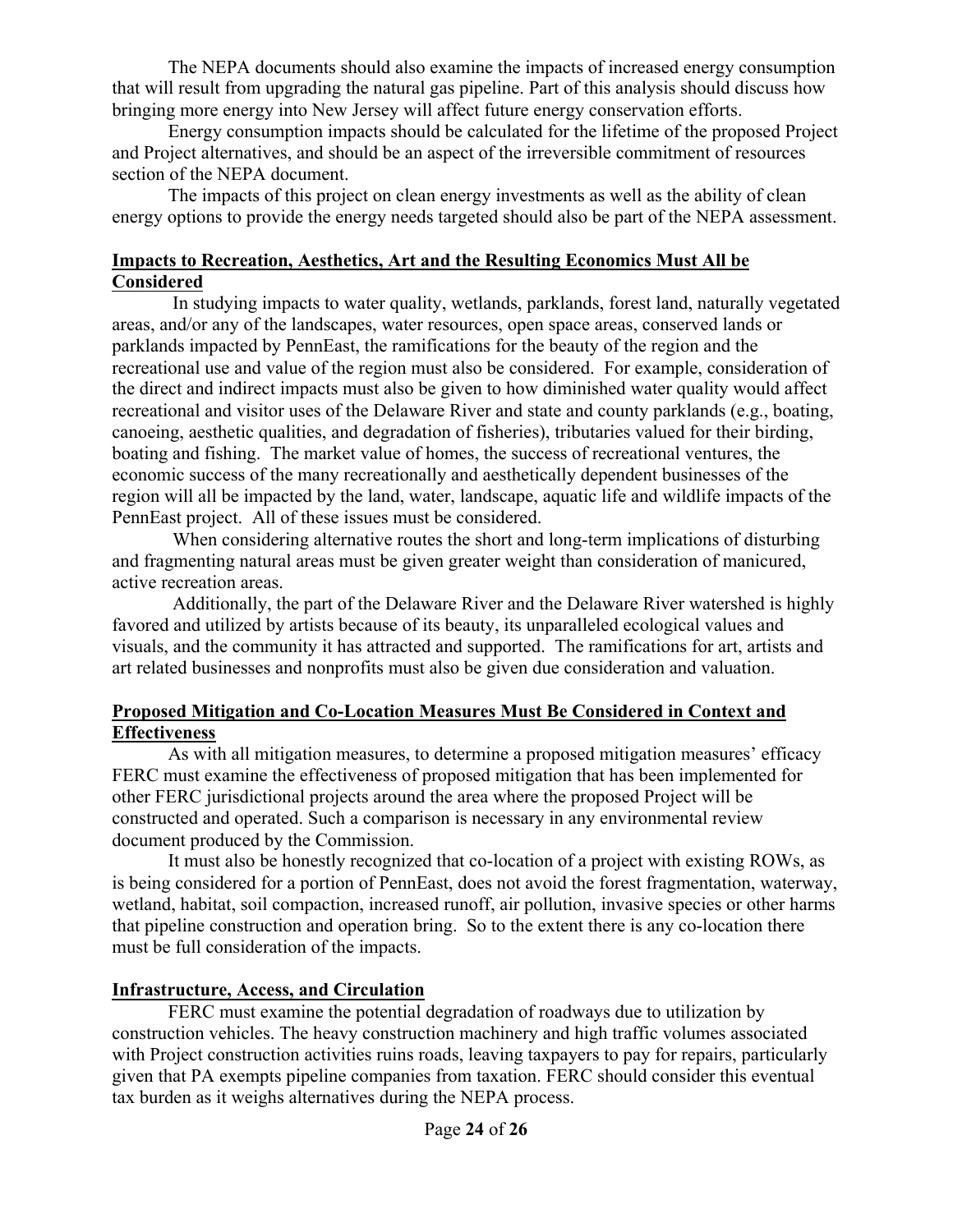The NEPA documents should also examine the impacts of increased energy consumption that will result from upgrading the natural gas pipeline. Part of this analysis should discuss how bringing more energy into New Jersey will affect future energy conservation efforts.

Energy consumption impacts should be calculated for the lifetime of the proposed Project and Project alternatives, and should be an aspect of the irreversible commitment of resources section of the NEPA document.

The impacts of this project on clean energy investments as well as the ability of clean energy options to provide the energy needs targeted should also be part of the NEPA assessment.

**Impacts to Recreation, Aesthetics, Art and the Resulting Economics Must All be Considered**

In studying impacts to water quality, wetlands, parklands, forest land, naturally vegetated areas, and/or any of the landscapes, water resources, open space areas, conserved lands or parklands impacted by PennEast, the ramifications for the beauty of the region and the recreational use and value of the region must also be considered. For example, consideration of the direct and indirect impacts must also be given to how diminished water quality would affect recreational and visitor uses of the Delaware River and state and county parklands (e.g., boating, canoeing, aesthetic qualities, and degradation of fisheries), tributaries valued for their birding, boating and fishing. The market value of homes, the success of recreational ventures, the economic success of the many recreationally and aesthetically dependent businesses of the region will all be impacted by the land, water, landscape, aquatic life and wildlife impacts of the PennEast project. All of these issues must be considered.

When considering alternative routes the short and long-term implications of disturbing and fragmenting natural areas must be given greater weight than consideration of manicured, active recreation areas.

Additionally, the part of the Delaware River and the Delaware River watershed is highly favored and utilized by artists because of its beauty, its unparalleled ecological values and visuals, and the community it has attracted and supported. The ramifications for art, artists and art related businesses and nonprofits must also be given due consideration and valuation.

**Proposed Mitigation and Co-Location Measures Must Be Considered in Context and Effectiveness**

As with all mitigation measures, to determine a proposed mitigation measures' efficacy FERC must examine the effectiveness of proposed mitigation that has been implemented for other FERC jurisdictional projects around the area where the proposed Project will be constructed and operated. Such a comparison is necessary in any environmental review document produced by the Commission.

It must also be honestly recognized that co-location of a project with existing ROWs, as is being considered for a portion of PennEast, does not avoid the forest fragmentation, waterway, wetland, habitat, soil compaction, increased runoff, air pollution, invasive species or other harms that pipeline construction and operation bring. So to the extent there is any co-location there must be full consideration of the impacts.

**Infrastructure, Access, and Circulation**

FERC must examine the potential degradation of roadways due to utilization by construction vehicles. The heavy construction machinery and high traffic volumes associated with Project construction activities ruins roads, leaving taxpayers to pay for repairs, particularly given that PA exempts pipeline companies from taxation. FERC should consider this eventual tax burden as it weighs alternatives during the NEPA process.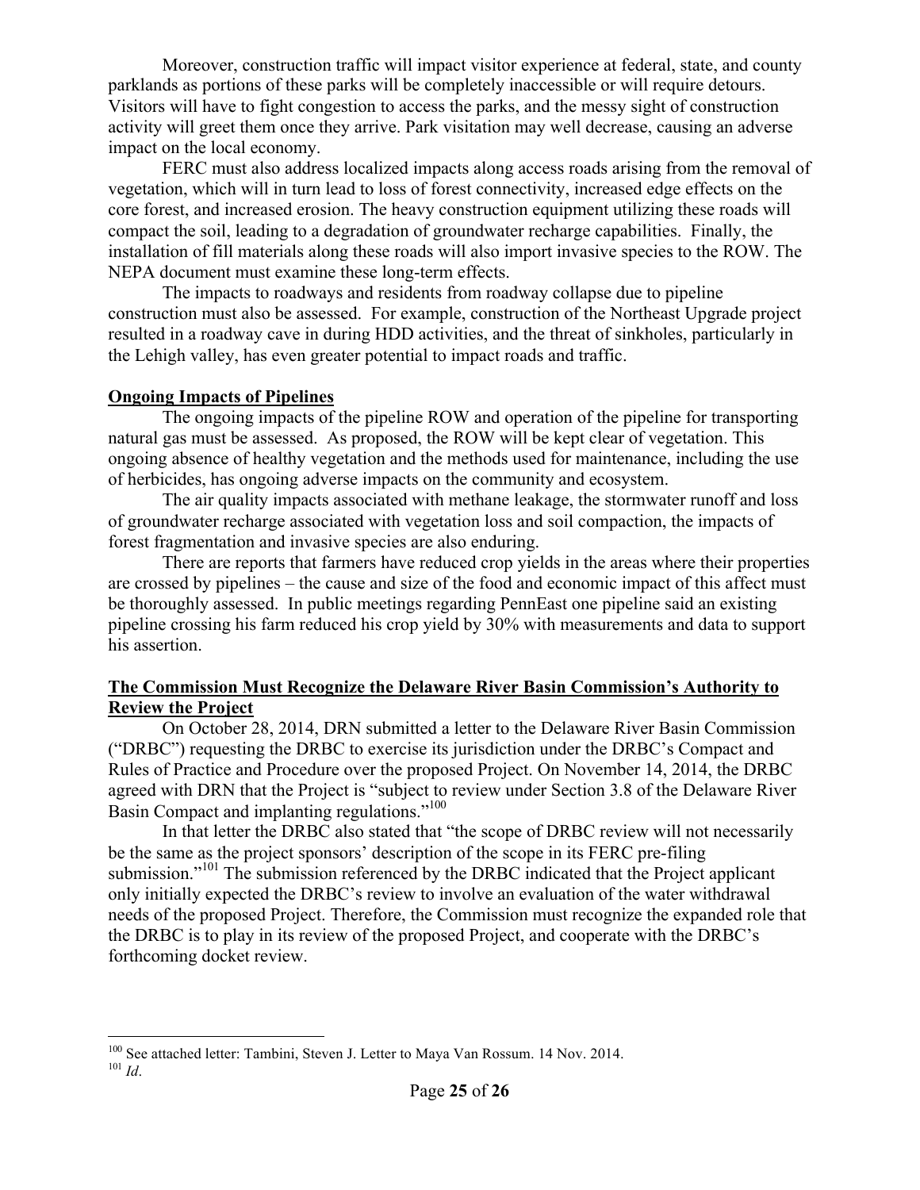Moreover, construction traffic will impact visitor experience at federal, state, and county parklands as portions of these parks will be completely inaccessible or will require detours. Visitors will have to fight congestion to access the parks, and the messy sight of construction activity will greet them once they arrive. Park visitation may well decrease, causing an adverse impact on the local economy.

FERC must also address localized impacts along access roads arising from the removal of vegetation, which will in turn lead to loss of forest connectivity, increased edge effects on the core forest, and increased erosion. The heavy construction equipment utilizing these roads will compact the soil, leading to a degradation of groundwater recharge capabilities. Finally, the installation of fill materials along these roads will also import invasive species to the ROW. The NEPA document must examine these long-term effects.

The impacts to roadways and residents from roadway collapse due to pipeline construction must also be assessed. For example, construction of the Northeast Upgrade project resulted in a roadway cave in during HDD activities, and the threat of sinkholes, particularly in the Lehigh valley, has even greater potential to impact roads and traffic.

**Ongoing Impacts of Pipelines**

The ongoing impacts of the pipeline ROW and operation of the pipeline for transporting natural gas must be assessed. As proposed, the ROW will be kept clear of vegetation. This ongoing absence of healthy vegetation and the methods used for maintenance, including the use of herbicides, has ongoing adverse impacts on the community and ecosystem.

The air quality impacts associated with methane leakage, the stormwater runoff and loss of groundwater recharge associated with vegetation loss and soil compaction, the impacts of forest fragmentation and invasive species are also enduring.

There are reports that farmers have reduced crop yields in the areas where their properties are crossed by pipelines – the cause and size of the food and economic impact of this affect must be thoroughly assessed. In public meetings regarding PennEast one pipeline said an existing pipeline crossing his farm reduced his crop yield by 30% with measurements and data to support his assertion.

**The Commission Must Recognize the Delaware River Basin Commission's Authority to Review the Project**

On October 28, 2014, DRN submitted a letter to the Delaware River Basin Commission ("DRBC") requesting the DRBC to exercise its jurisdiction under the DRBC's Compact and Rules of Practice and Procedure over the proposed Project. On November 14, 2014, the DRBC agreed with DRN that the Project is "subject to review under Section 3.8 of the Delaware River Basin Compact and implanting regulations."[100]

In that letter the DRBC also stated that "the scope of DRBC review will not necessarily be the same as the project sponsors' description of the scope in its FERC pre-filing submission."[101] The submission referenced by the DRBC indicated that the Project applicant only initially expected the DRBC's review to involve an evaluation of the water withdrawal needs of the proposed Project. Therefore, the Commission must recognize the expanded role that the DRBC is to play in its review of the proposed Project, and cooperate with the DRBC's forthcoming docket review.

---

[100] See attached letter: Tambini, Steven J. Letter to Maya Van Rossum. 14 Nov. 2014.

[101] *Id*.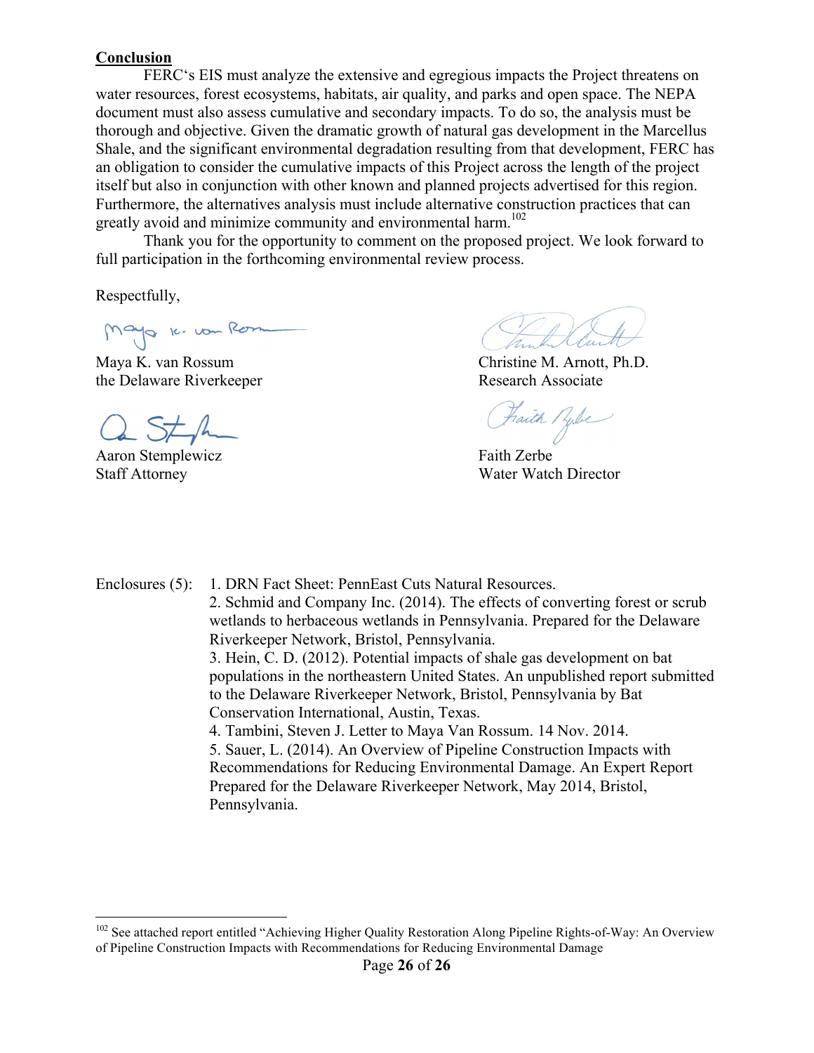**Conclusion**

FERC's EIS must analyze the extensive and egregious impacts the Project threatens on water resources, forest ecosystems, habitats, air quality, and parks and open space. The NEPA document must also assess cumulative and secondary impacts. To do so, the analysis must be thorough and objective. Given the dramatic growth of natural gas development in the Marcellus Shale, and the significant environmental degradation resulting from that development, FERC has an obligation to consider the cumulative impacts of this Project across the length of the project itself but also in conjunction with other known and planned projects advertised for this region. Furthermore, the alternatives analysis must include alternative construction practices that can greatly avoid and minimize community and environmental harm.[102]

Thank you for the opportunity to comment on the proposed project. We look forward to full participation in the forthcoming environmental review process.

Respectfully,

Maya K. van Rossum
the Delaware Riverkeeper

Christine M. Arnott, Ph.D.
Research Associate

Aaron Stemplewicz
Staff Attorney

Faith Zerbe
Water Watch Director

Enclosures (5):
1. DRN Fact Sheet: PennEast Cuts Natural Resources.
2. Schmid and Company Inc. (2014). The effects of converting forest or scrub wetlands to herbaceous wetlands in Pennsylvania. Prepared for the Delaware Riverkeeper Network, Bristol, Pennsylvania.
3. Hein, C. D. (2012). Potential impacts of shale gas development on bat populations in the northeastern United States. An unpublished report submitted to the Delaware Riverkeeper Network, Bristol, Pennsylvania by Bat Conservation International, Austin, Texas.
4. Tambini, Steven J. Letter to Maya Van Rossum. 14 Nov. 2014.
5. Sauer, L. (2014). An Overview of Pipeline Construction Impacts with Recommendations for Reducing Environmental Damage. An Expert Report Prepared for the Delaware Riverkeeper Network, May 2014, Bristol, Pennsylvania.

[102] See attached report entitled "Achieving Higher Quality Restoration Along Pipeline Rights-of-Way: An Overview of Pipeline Construction Impacts with Recommendations for Reducing Environmental Damage